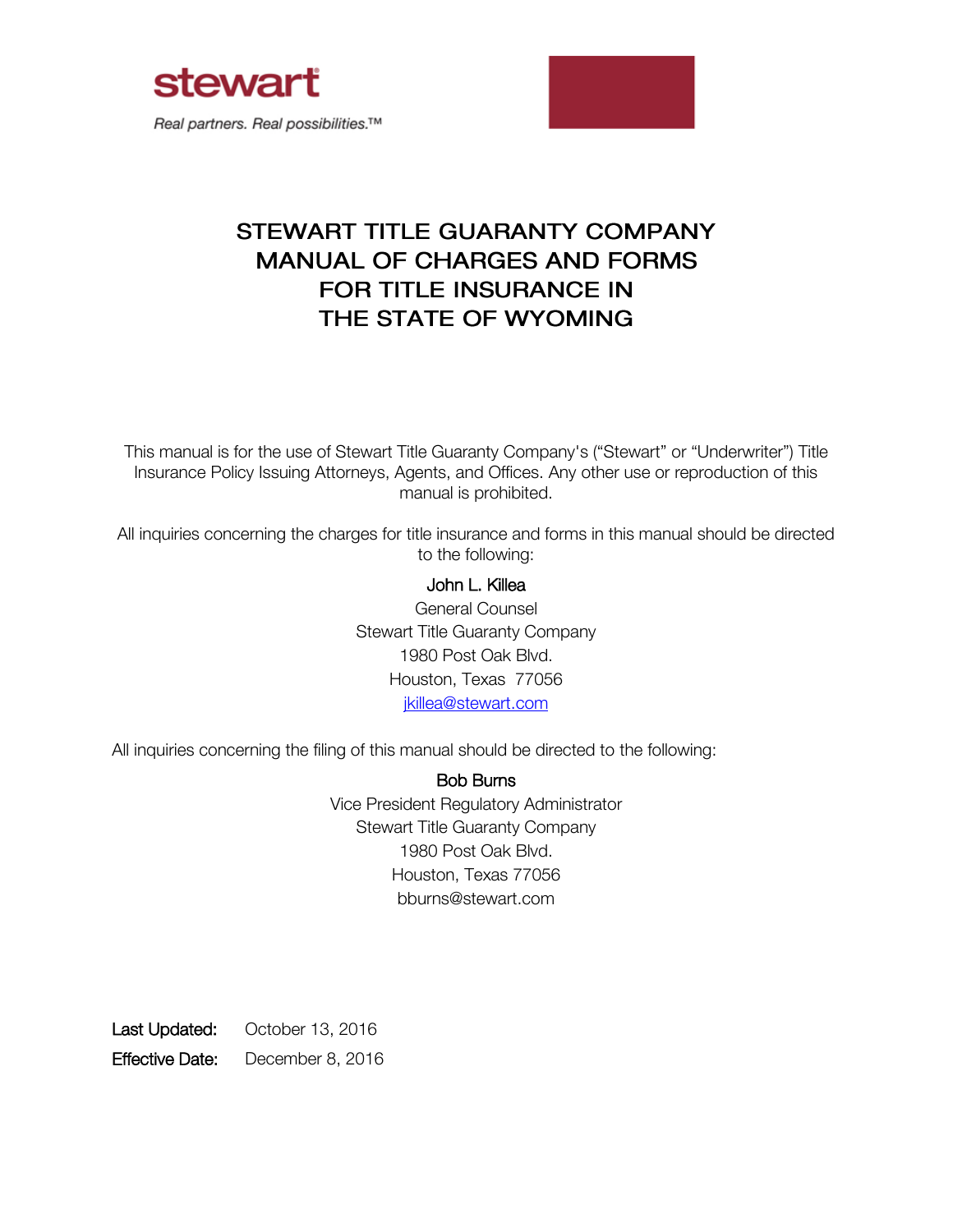stewart

*Real partners. Real possibilities.™*

# STEWART TITLE GUARANTY COMPANY MANUAL OF CHARGES AND FORMS FOR TITLE INSURANCE IN THE STATE OF WYOMING

This manual is for the use of Stewart Title Guaranty Company's ("Stewart" or "Underwriter") Title Insurance Policy Issuing Attorneys, Agents, and Offices. Any other use or reproduction of this manual is prohibited.

All inquiries concerning the charges for title insurance and forms in this manual should be directed to the following:

John L. Killea
General Counsel
Stewart Title Guaranty Company
1980 Post Oak Blvd.
Houston, Texas 77056
jkillea@stewart.com

All inquiries concerning the filing of this manual should be directed to the following:

Bob Burns
Vice President Regulatory Administrator
Stewart Title Guaranty Company
1980 Post Oak Blvd.
Houston, Texas 77056
bburns@stewart.com

**Last Updated:** October 13, 2016

**Effective Date:** December 8, 2016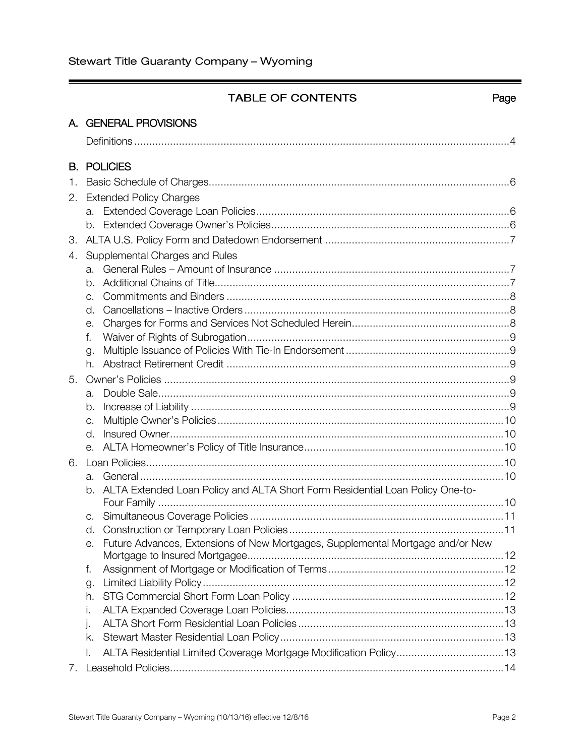## TABLE OF CONTENTS

| | Page |
|---|---|
| **A. GENERAL PROVISIONS** | |
| Definitions | 4 |
| **B. POLICIES** | |
| 1. Basic Schedule of Charges | 6 |
| 2. Extended Policy Charges | |
| a. Extended Coverage Loan Policies | 6 |
| b. Extended Coverage Owner's Policies | 6 |
| 3. ALTA U.S. Policy Form and Datedown Endorsement | 7 |
| 4. Supplemental Charges and Rules | |
| a. General Rules – Amount of Insurance | 7 |
| b. Additional Chains of Title | 7 |
| c. Commitments and Binders | 8 |
| d. Cancellations – Inactive Orders | 8 |
| e. Charges for Forms and Services Not Scheduled Herein | 8 |
| f. Waiver of Rights of Subrogation | 9 |
| g. Multiple Issuance of Policies With Tie-In Endorsement | 9 |
| h. Abstract Retirement Credit | 9 |
| 5. Owner's Policies | 9 |
| a. Double Sale | 9 |
| b. Increase of Liability | 9 |
| c. Multiple Owner's Policies | 10 |
| d. Insured Owner | 10 |
| e. ALTA Homeowner's Policy of Title Insurance | 10 |
| 6. Loan Policies | 10 |
| a. General | 10 |
| b. ALTA Extended Loan Policy and ALTA Short Form Residential Loan Policy One-to-Four Family | 10 |
| c. Simultaneous Coverage Policies | 11 |
| d. Construction or Temporary Loan Policies | 11 |
| e. Future Advances, Extensions of New Mortgages, Supplemental Mortgage and/or New Mortgage to Insured Mortgagee | 12 |
| f. Assignment of Mortgage or Modification of Terms | 12 |
| g. Limited Liability Policy | 12 |
| h. STG Commercial Short Form Loan Policy | 12 |
| i. ALTA Expanded Coverage Loan Policies | 13 |
| j. ALTA Short Form Residential Loan Policies | 13 |
| k. Stewart Master Residential Loan Policy | 13 |
| l. ALTA Residential Limited Coverage Mortgage Modification Policy | 13 |
| 7. Leasehold Policies | 14 |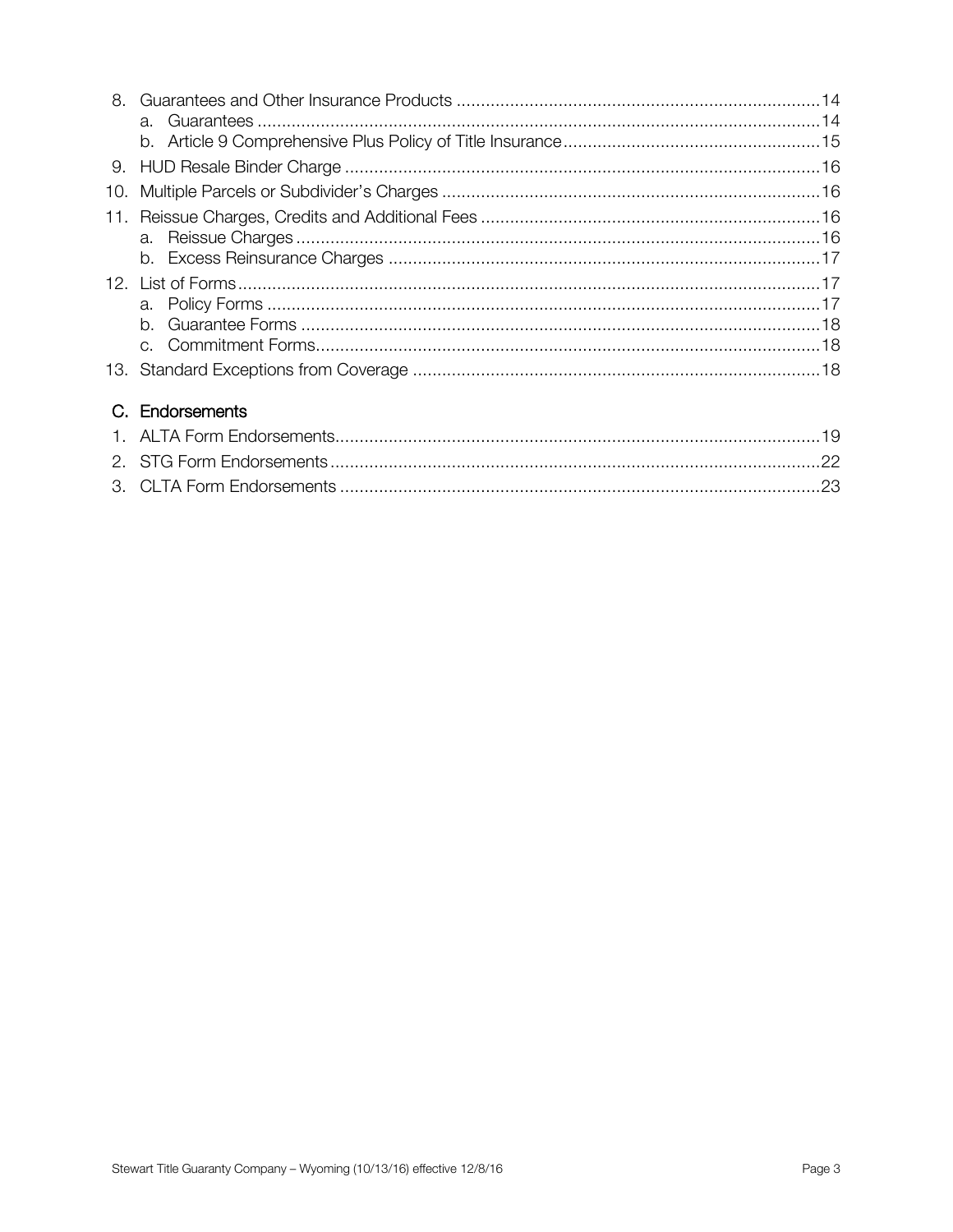8. Guarantees and Other Insurance Products ..........14
   a. Guarantees ..........14
   b. Article 9 Comprehensive Plus Policy of Title Insurance ..........15
9. HUD Resale Binder Charge ..........16
10. Multiple Parcels or Subdivider's Charges ..........16
11. Reissue Charges, Credits and Additional Fees ..........16
    a. Reissue Charges ..........16
    b. Excess Reinsurance Charges ..........17
12. List of Forms ..........17
    a. Policy Forms ..........17
    b. Guarantee Forms ..........18
    c. Commitment Forms ..........18
13. Standard Exceptions from Coverage ..........18

## C. Endorsements

1. ALTA Form Endorsements ..........19
2. STG Form Endorsements ..........22
3. CLTA Form Endorsements ..........23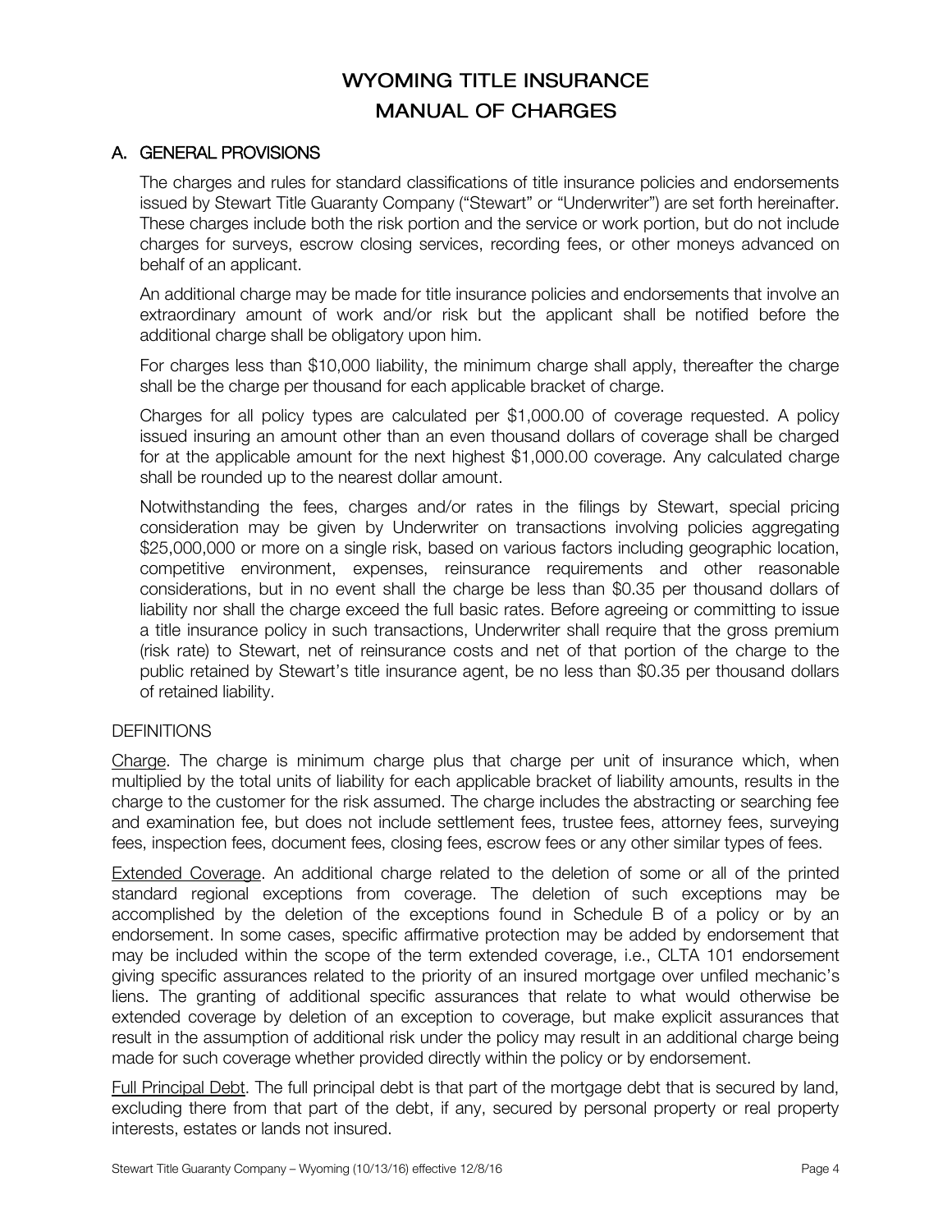# WYOMING TITLE INSURANCE
# MANUAL OF CHARGES

## A. GENERAL PROVISIONS

The charges and rules for standard classifications of title insurance policies and endorsements issued by Stewart Title Guaranty Company ("Stewart" or "Underwriter") are set forth hereinafter. These charges include both the risk portion and the service or work portion, but do not include charges for surveys, escrow closing services, recording fees, or other moneys advanced on behalf of an applicant.

An additional charge may be made for title insurance policies and endorsements that involve an extraordinary amount of work and/or risk but the applicant shall be notified before the additional charge shall be obligatory upon him.

For charges less than $10,000 liability, the minimum charge shall apply, thereafter the charge shall be the charge per thousand for each applicable bracket of charge.

Charges for all policy types are calculated per $1,000.00 of coverage requested. A policy issued insuring an amount other than an even thousand dollars of coverage shall be charged for at the applicable amount for the next highest $1,000.00 coverage. Any calculated charge shall be rounded up to the nearest dollar amount.

Notwithstanding the fees, charges and/or rates in the filings by Stewart, special pricing consideration may be given by Underwriter on transactions involving policies aggregating $25,000,000 or more on a single risk, based on various factors including geographic location, competitive environment, expenses, reinsurance requirements and other reasonable considerations, but in no event shall the charge be less than $0.35 per thousand dollars of liability nor shall the charge exceed the full basic rates. Before agreeing or committing to issue a title insurance policy in such transactions, Underwriter shall require that the gross premium (risk rate) to Stewart, net of reinsurance costs and net of that portion of the charge to the public retained by Stewart's title insurance agent, be no less than $0.35 per thousand dollars of retained liability.

DEFINITIONS

Charge. The charge is minimum charge plus that charge per unit of insurance which, when multiplied by the total units of liability for each applicable bracket of liability amounts, results in the charge to the customer for the risk assumed. The charge includes the abstracting or searching fee and examination fee, but does not include settlement fees, trustee fees, attorney fees, surveying fees, inspection fees, document fees, closing fees, escrow fees or any other similar types of fees.

Extended Coverage. An additional charge related to the deletion of some or all of the printed standard regional exceptions from coverage. The deletion of such exceptions may be accomplished by the deletion of the exceptions found in Schedule B of a policy or by an endorsement. In some cases, specific affirmative protection may be added by endorsement that may be included within the scope of the term extended coverage, i.e., CLTA 101 endorsement giving specific assurances related to the priority of an insured mortgage over unfiled mechanic's liens. The granting of additional specific assurances that relate to what would otherwise be extended coverage by deletion of an exception to coverage, but make explicit assurances that result in the assumption of additional risk under the policy may result in an additional charge being made for such coverage whether provided directly within the policy or by endorsement.

Full Principal Debt. The full principal debt is that part of the mortgage debt that is secured by land, excluding there from that part of the debt, if any, secured by personal property or real property interests, estates or lands not insured.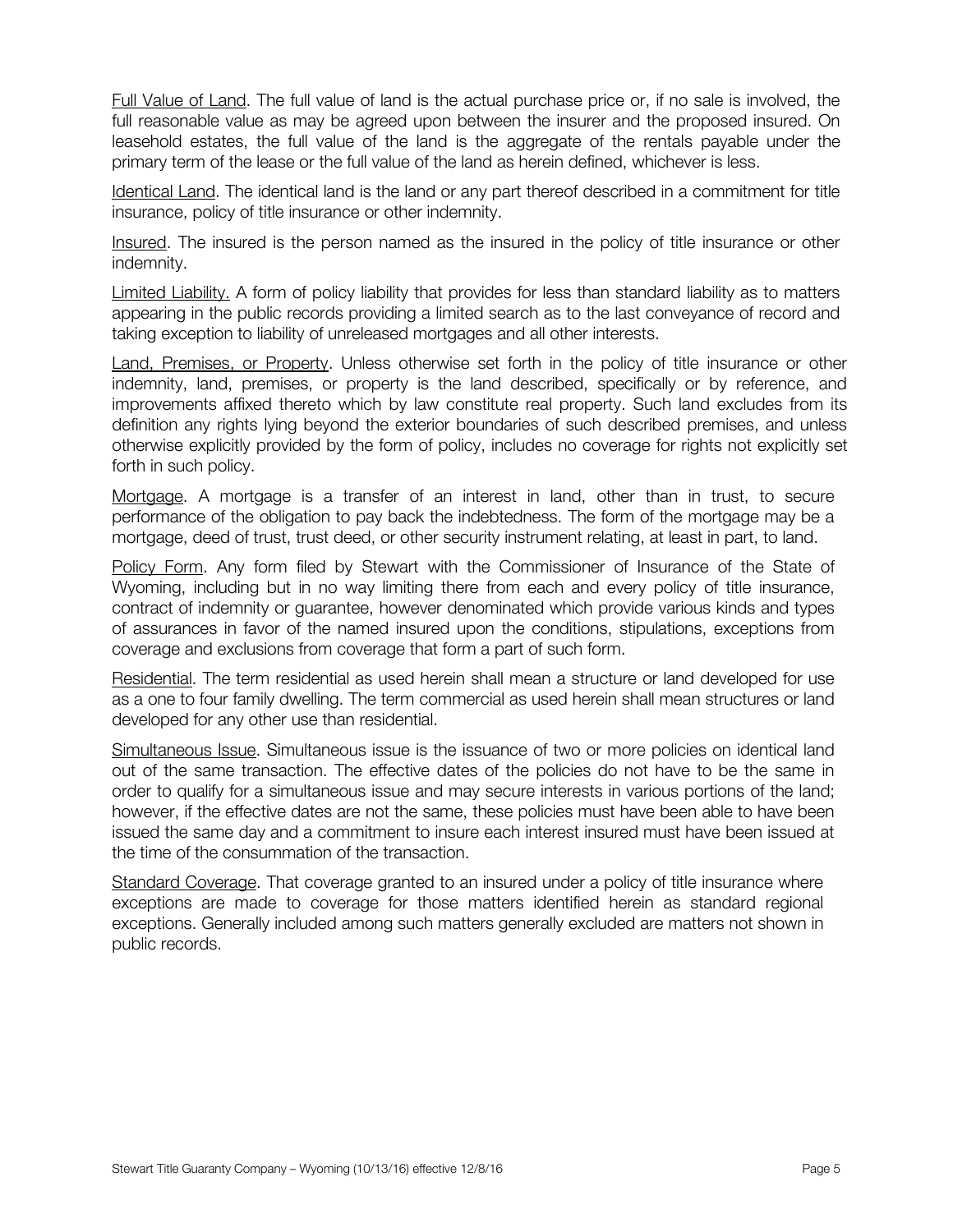Full Value of Land. The full value of land is the actual purchase price or, if no sale is involved, the full reasonable value as may be agreed upon between the insurer and the proposed insured. On leasehold estates, the full value of the land is the aggregate of the rentals payable under the primary term of the lease or the full value of the land as herein defined, whichever is less.

Identical Land. The identical land is the land or any part thereof described in a commitment for title insurance, policy of title insurance or other indemnity.

Insured. The insured is the person named as the insured in the policy of title insurance or other indemnity.

Limited Liability. A form of policy liability that provides for less than standard liability as to matters appearing in the public records providing a limited search as to the last conveyance of record and taking exception to liability of unreleased mortgages and all other interests.

Land, Premises, or Property. Unless otherwise set forth in the policy of title insurance or other indemnity, land, premises, or property is the land described, specifically or by reference, and improvements affixed thereto which by law constitute real property. Such land excludes from its definition any rights lying beyond the exterior boundaries of such described premises, and unless otherwise explicitly provided by the form of policy, includes no coverage for rights not explicitly set forth in such policy.

Mortgage. A mortgage is a transfer of an interest in land, other than in trust, to secure performance of the obligation to pay back the indebtedness. The form of the mortgage may be a mortgage, deed of trust, trust deed, or other security instrument relating, at least in part, to land.

Policy Form. Any form filed by Stewart with the Commissioner of Insurance of the State of Wyoming, including but in no way limiting there from each and every policy of title insurance, contract of indemnity or guarantee, however denominated which provide various kinds and types of assurances in favor of the named insured upon the conditions, stipulations, exceptions from coverage and exclusions from coverage that form a part of such form.

Residential. The term residential as used herein shall mean a structure or land developed for use as a one to four family dwelling. The term commercial as used herein shall mean structures or land developed for any other use than residential.

Simultaneous Issue. Simultaneous issue is the issuance of two or more policies on identical land out of the same transaction. The effective dates of the policies do not have to be the same in order to qualify for a simultaneous issue and may secure interests in various portions of the land; however, if the effective dates are not the same, these policies must have been able to have been issued the same day and a commitment to insure each interest insured must have been issued at the time of the consummation of the transaction.

Standard Coverage. That coverage granted to an insured under a policy of title insurance where exceptions are made to coverage for those matters identified herein as standard regional exceptions. Generally included among such matters generally excluded are matters not shown in public records.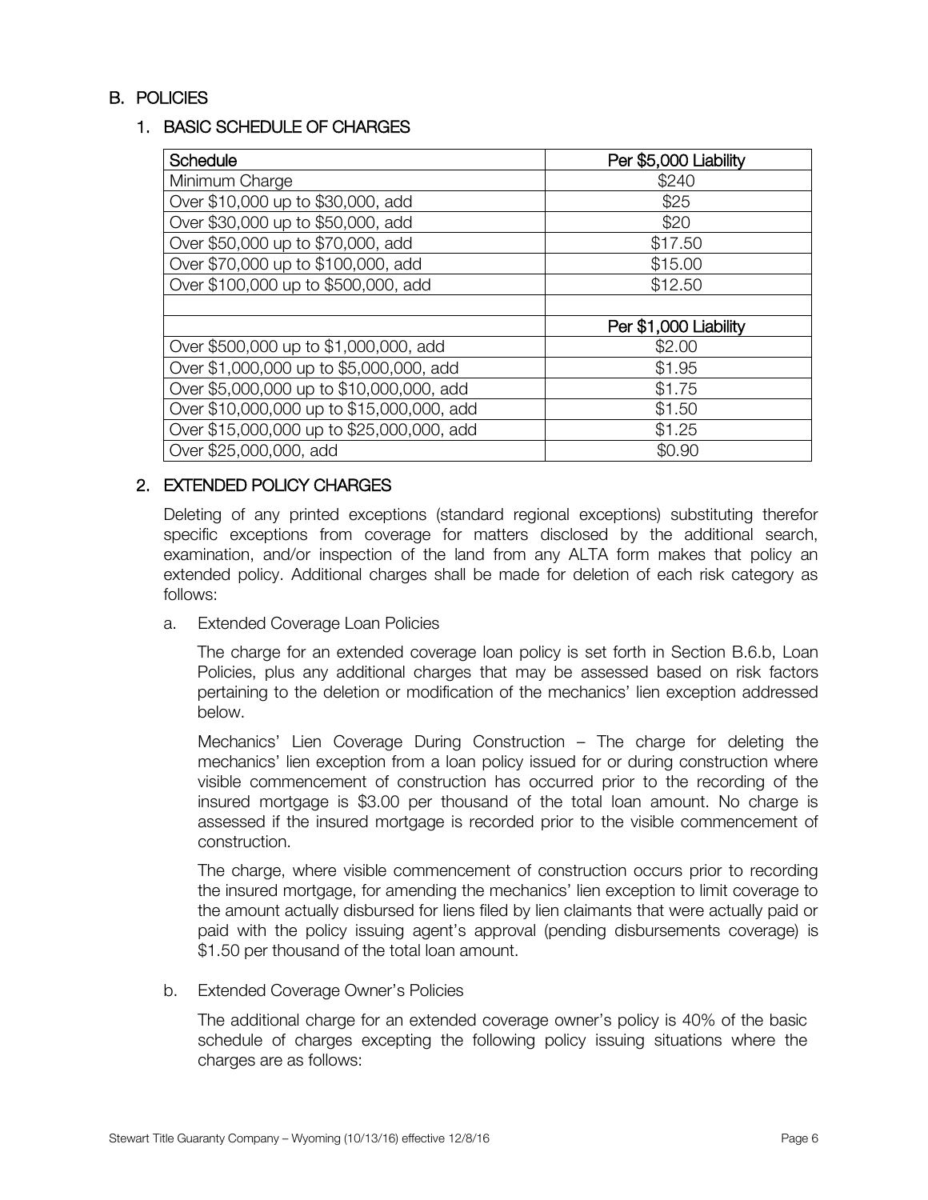## B. POLICIES

### 1. BASIC SCHEDULE OF CHARGES

| Schedule | Per $5,000 Liability |
|---|---|
| Minimum Charge | $240 |
| Over $10,000 up to $30,000, add | $25 |
| Over $30,000 up to $50,000, add | $20 |
| Over $50,000 up to $70,000, add | $17.50 |
| Over $70,000 up to $100,000, add | $15.00 |
| Over $100,000 up to $500,000, add | $12.50 |
| | |
| | **Per $1,000 Liability** |
| Over $500,000 up to $1,000,000, add | $2.00 |
| Over $1,000,000 up to $5,000,000, add | $1.95 |
| Over $5,000,000 up to $10,000,000, add | $1.75 |
| Over $10,000,000 up to $15,000,000, add | $1.50 |
| Over $15,000,000 up to $25,000,000, add | $1.25 |
| Over $25,000,000, add | $0.90 |

### 2. EXTENDED POLICY CHARGES

Deleting of any printed exceptions (standard regional exceptions) substituting therefor specific exceptions from coverage for matters disclosed by the additional search, examination, and/or inspection of the land from any ALTA form makes that policy an extended policy. Additional charges shall be made for deletion of each risk category as follows:

a. Extended Coverage Loan Policies

The charge for an extended coverage loan policy is set forth in Section B.6.b, Loan Policies, plus any additional charges that may be assessed based on risk factors pertaining to the deletion or modification of the mechanics' lien exception addressed below.

Mechanics' Lien Coverage During Construction – The charge for deleting the mechanics' lien exception from a loan policy issued for or during construction where visible commencement of construction has occurred prior to the recording of the insured mortgage is $3.00 per thousand of the total loan amount. No charge is assessed if the insured mortgage is recorded prior to the visible commencement of construction.

The charge, where visible commencement of construction occurs prior to recording the insured mortgage, for amending the mechanics' lien exception to limit coverage to the amount actually disbursed for liens filed by lien claimants that were actually paid or paid with the policy issuing agent's approval (pending disbursements coverage) is $1.50 per thousand of the total loan amount.

b. Extended Coverage Owner's Policies

The additional charge for an extended coverage owner's policy is 40% of the basic schedule of charges excepting the following policy issuing situations where the charges are as follows: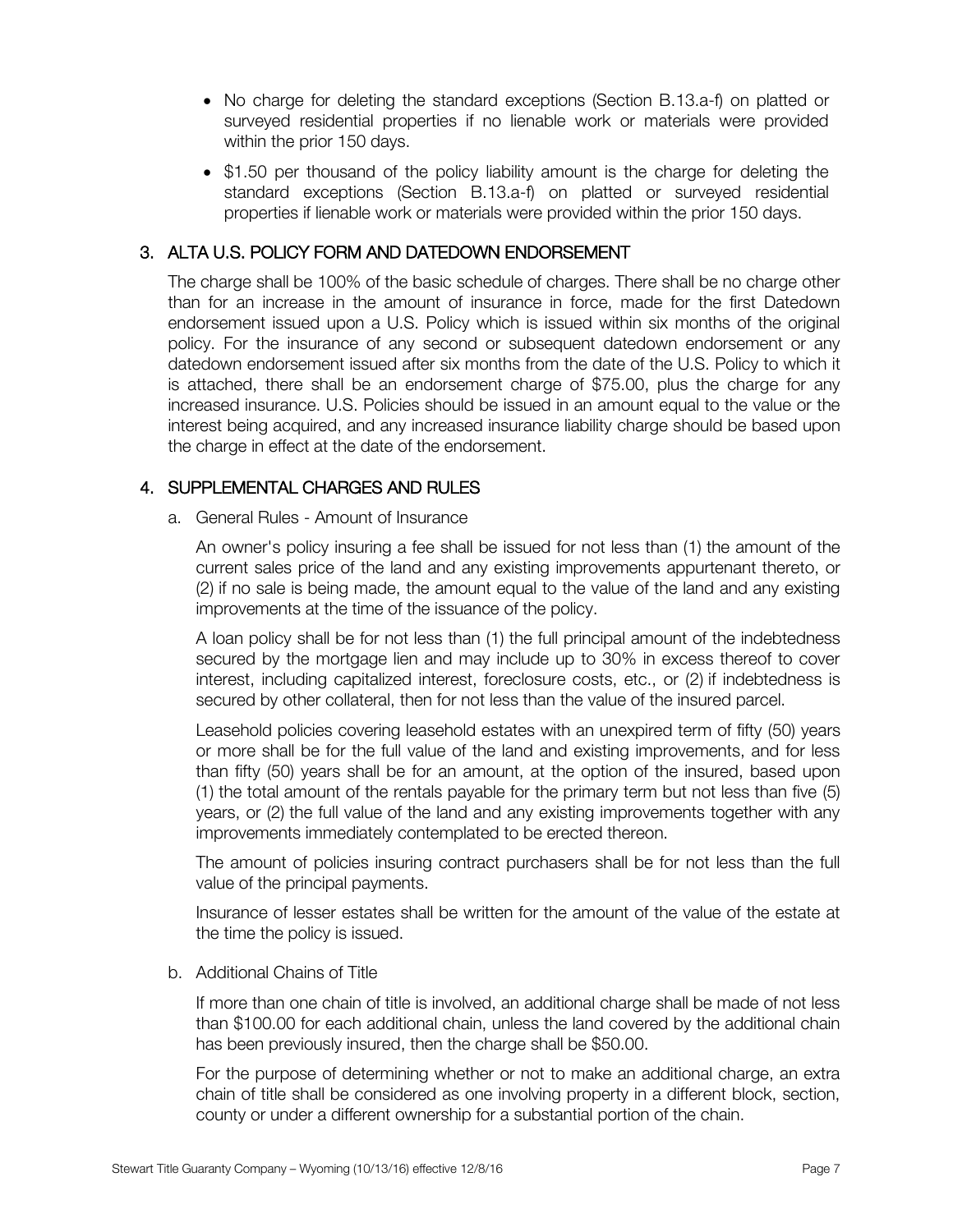- No charge for deleting the standard exceptions (Section B.13.a-f) on platted or surveyed residential properties if no lienable work or materials were provided within the prior 150 days.
- $1.50 per thousand of the policy liability amount is the charge for deleting the standard exceptions (Section B.13.a-f) on platted or surveyed residential properties if lienable work or materials were provided within the prior 150 days.

## 3. ALTA U.S. POLICY FORM AND DATEDOWN ENDORSEMENT

The charge shall be 100% of the basic schedule of charges. There shall be no charge other than for an increase in the amount of insurance in force, made for the first Datedown endorsement issued upon a U.S. Policy which is issued within six months of the original policy. For the insurance of any second or subsequent datedown endorsement or any datedown endorsement issued after six months from the date of the U.S. Policy to which it is attached, there shall be an endorsement charge of $75.00, plus the charge for any increased insurance. U.S. Policies should be issued in an amount equal to the value or the interest being acquired, and any increased insurance liability charge should be based upon the charge in effect at the date of the endorsement.

## 4. SUPPLEMENTAL CHARGES AND RULES

### a. General Rules - Amount of Insurance

An owner's policy insuring a fee shall be issued for not less than (1) the amount of the current sales price of the land and any existing improvements appurtenant thereto, or (2) if no sale is being made, the amount equal to the value of the land and any existing improvements at the time of the issuance of the policy.

A loan policy shall be for not less than (1) the full principal amount of the indebtedness secured by the mortgage lien and may include up to 30% in excess thereof to cover interest, including capitalized interest, foreclosure costs, etc., or (2) if indebtedness is secured by other collateral, then for not less than the value of the insured parcel.

Leasehold policies covering leasehold estates with an unexpired term of fifty (50) years or more shall be for the full value of the land and existing improvements, and for less than fifty (50) years shall be for an amount, at the option of the insured, based upon (1) the total amount of the rentals payable for the primary term but not less than five (5) years, or (2) the full value of the land and any existing improvements together with any improvements immediately contemplated to be erected thereon.

The amount of policies insuring contract purchasers shall be for not less than the full value of the principal payments.

Insurance of lesser estates shall be written for the amount of the value of the estate at the time the policy is issued.

### b. Additional Chains of Title

If more than one chain of title is involved, an additional charge shall be made of not less than $100.00 for each additional chain, unless the land covered by the additional chain has been previously insured, then the charge shall be $50.00.

For the purpose of determining whether or not to make an additional charge, an extra chain of title shall be considered as one involving property in a different block, section, county or under a different ownership for a substantial portion of the chain.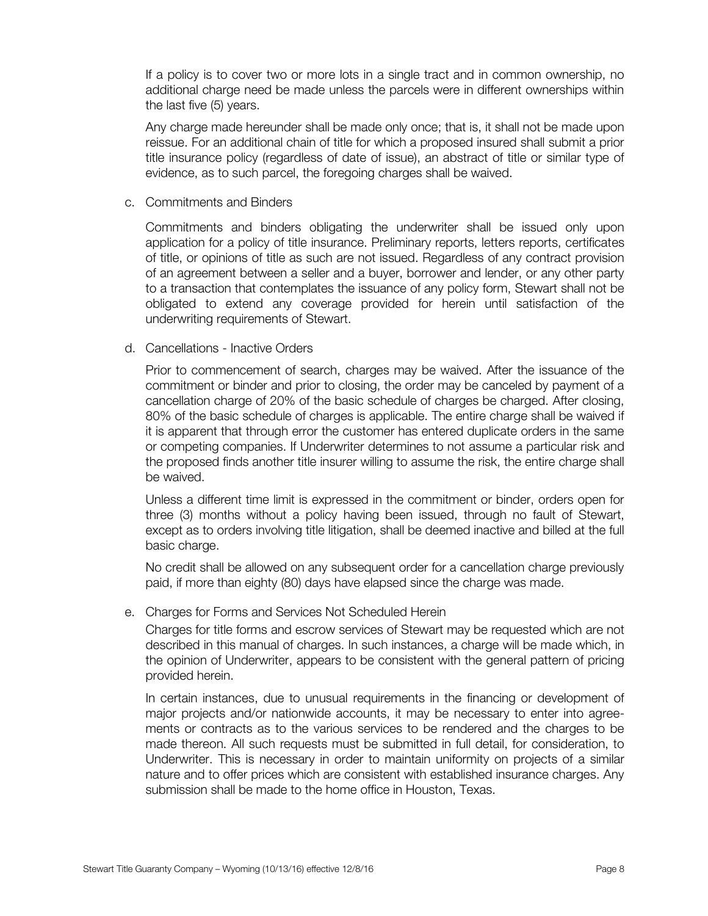If a policy is to cover two or more lots in a single tract and in common ownership, no additional charge need be made unless the parcels were in different ownerships within the last five (5) years.

Any charge made hereunder shall be made only once; that is, it shall not be made upon reissue. For an additional chain of title for which a proposed insured shall submit a prior title insurance policy (regardless of date of issue), an abstract of title or similar type of evidence, as to such parcel, the foregoing charges shall be waived.

c. Commitments and Binders

Commitments and binders obligating the underwriter shall be issued only upon application for a policy of title insurance. Preliminary reports, letters reports, certificates of title, or opinions of title as such are not issued. Regardless of any contract provision of an agreement between a seller and a buyer, borrower and lender, or any other party to a transaction that contemplates the issuance of any policy form, Stewart shall not be obligated to extend any coverage provided for herein until satisfaction of the underwriting requirements of Stewart.

d. Cancellations - Inactive Orders

Prior to commencement of search, charges may be waived. After the issuance of the commitment or binder and prior to closing, the order may be canceled by payment of a cancellation charge of 20% of the basic schedule of charges be charged. After closing, 80% of the basic schedule of charges is applicable. The entire charge shall be waived if it is apparent that through error the customer has entered duplicate orders in the same or competing companies. If Underwriter determines to not assume a particular risk and the proposed finds another title insurer willing to assume the risk, the entire charge shall be waived.

Unless a different time limit is expressed in the commitment or binder, orders open for three (3) months without a policy having been issued, through no fault of Stewart, except as to orders involving title litigation, shall be deemed inactive and billed at the full basic charge.

No credit shall be allowed on any subsequent order for a cancellation charge previously paid, if more than eighty (80) days have elapsed since the charge was made.

e. Charges for Forms and Services Not Scheduled Herein

Charges for title forms and escrow services of Stewart may be requested which are not described in this manual of charges. In such instances, a charge will be made which, in the opinion of Underwriter, appears to be consistent with the general pattern of pricing provided herein.

In certain instances, due to unusual requirements in the financing or development of major projects and/or nationwide accounts, it may be necessary to enter into agreements or contracts as to the various services to be rendered and the charges to be made thereon. All such requests must be submitted in full detail, for consideration, to Underwriter. This is necessary in order to maintain uniformity on projects of a similar nature and to offer prices which are consistent with established insurance charges. Any submission shall be made to the home office in Houston, Texas.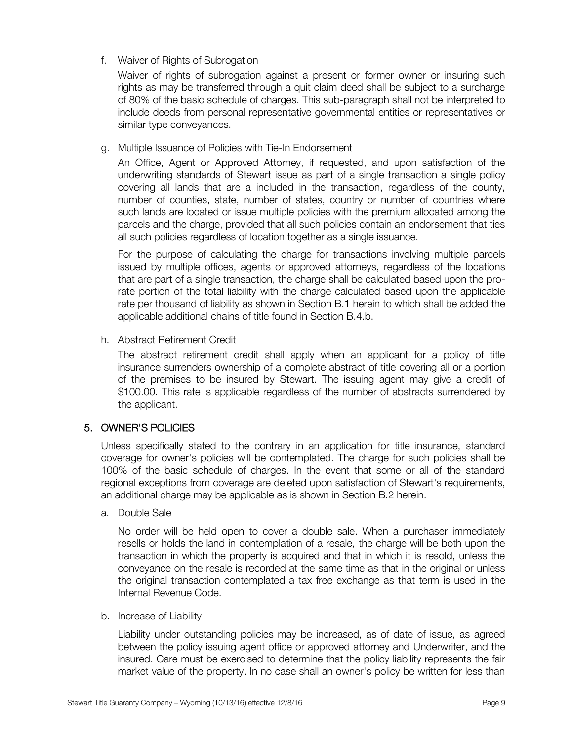f. Waiver of Rights of Subrogation

Waiver of rights of subrogation against a present or former owner or insuring such rights as may be transferred through a quit claim deed shall be subject to a surcharge of 80% of the basic schedule of charges. This sub-paragraph shall not be interpreted to include deeds from personal representative governmental entities or representatives or similar type conveyances.

g. Multiple Issuance of Policies with Tie-In Endorsement

An Office, Agent or Approved Attorney, if requested, and upon satisfaction of the underwriting standards of Stewart issue as part of a single transaction a single policy covering all lands that are a included in the transaction, regardless of the county, number of counties, state, number of states, country or number of countries where such lands are located or issue multiple policies with the premium allocated among the parcels and the charge, provided that all such policies contain an endorsement that ties all such policies regardless of location together as a single issuance.

For the purpose of calculating the charge for transactions involving multiple parcels issued by multiple offices, agents or approved attorneys, regardless of the locations that are part of a single transaction, the charge shall be calculated based upon the pro-rate portion of the total liability with the charge calculated based upon the applicable rate per thousand of liability as shown in Section B.1 herein to which shall be added the applicable additional chains of title found in Section B.4.b.

h. Abstract Retirement Credit

The abstract retirement credit shall apply when an applicant for a policy of title insurance surrenders ownership of a complete abstract of title covering all or a portion of the premises to be insured by Stewart. The issuing agent may give a credit of $100.00. This rate is applicable regardless of the number of abstracts surrendered by the applicant.

## 5. OWNER'S POLICIES

Unless specifically stated to the contrary in an application for title insurance, standard coverage for owner's policies will be contemplated. The charge for such policies shall be 100% of the basic schedule of charges. In the event that some or all of the standard regional exceptions from coverage are deleted upon satisfaction of Stewart's requirements, an additional charge may be applicable as is shown in Section B.2 herein.

a. Double Sale

No order will be held open to cover a double sale. When a purchaser immediately resells or holds the land in contemplation of a resale, the charge will be both upon the transaction in which the property is acquired and that in which it is resold, unless the conveyance on the resale is recorded at the same time as that in the original or unless the original transaction contemplated a tax free exchange as that term is used in the Internal Revenue Code.

b. Increase of Liability

Liability under outstanding policies may be increased, as of date of issue, as agreed between the policy issuing agent office or approved attorney and Underwriter, and the insured. Care must be exercised to determine that the policy liability represents the fair market value of the property. In no case shall an owner's policy be written for less than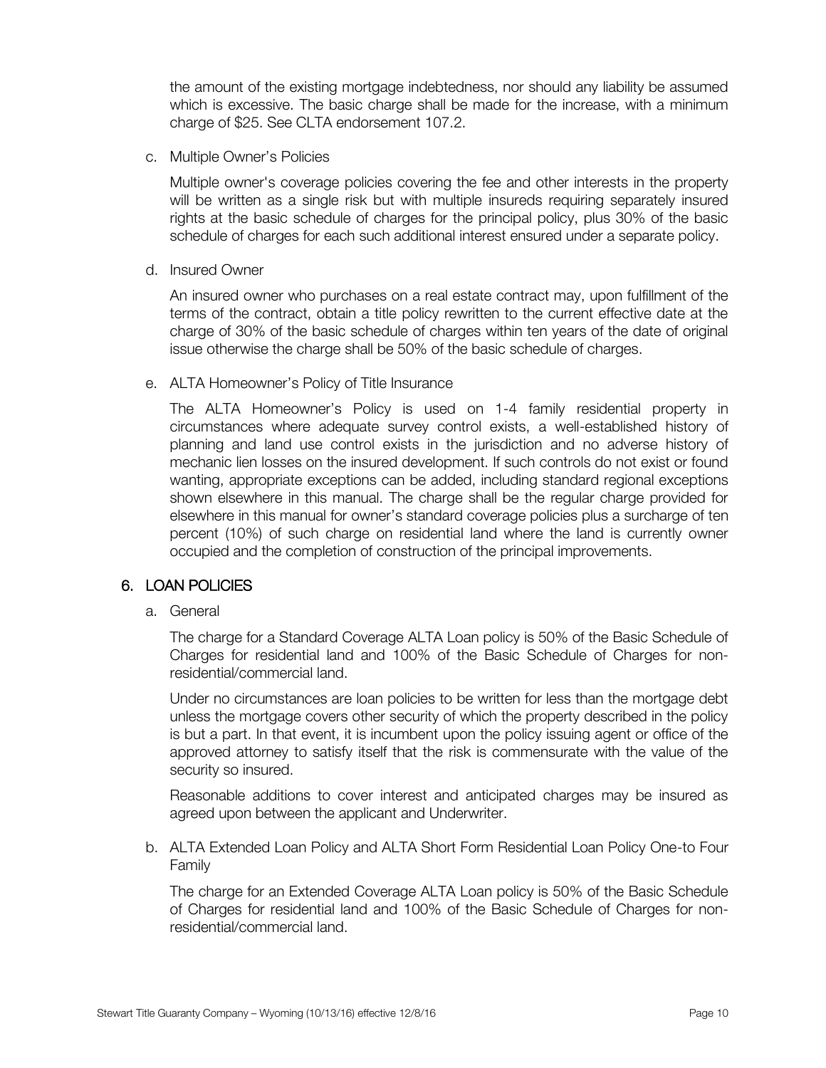the amount of the existing mortgage indebtedness, nor should any liability be assumed which is excessive. The basic charge shall be made for the increase, with a minimum charge of $25. See CLTA endorsement 107.2.

c. Multiple Owner's Policies

Multiple owner's coverage policies covering the fee and other interests in the property will be written as a single risk but with multiple insureds requiring separately insured rights at the basic schedule of charges for the principal policy, plus 30% of the basic schedule of charges for each such additional interest ensured under a separate policy.

d. Insured Owner

An insured owner who purchases on a real estate contract may, upon fulfillment of the terms of the contract, obtain a title policy rewritten to the current effective date at the charge of 30% of the basic schedule of charges within ten years of the date of original issue otherwise the charge shall be 50% of the basic schedule of charges.

e. ALTA Homeowner's Policy of Title Insurance

The ALTA Homeowner's Policy is used on 1-4 family residential property in circumstances where adequate survey control exists, a well-established history of planning and land use control exists in the jurisdiction and no adverse history of mechanic lien losses on the insured development. If such controls do not exist or found wanting, appropriate exceptions can be added, including standard regional exceptions shown elsewhere in this manual. The charge shall be the regular charge provided for elsewhere in this manual for owner's standard coverage policies plus a surcharge of ten percent (10%) of such charge on residential land where the land is currently owner occupied and the completion of construction of the principal improvements.

## 6. LOAN POLICIES

a. General

The charge for a Standard Coverage ALTA Loan policy is 50% of the Basic Schedule of Charges for residential land and 100% of the Basic Schedule of Charges for non-residential/commercial land.

Under no circumstances are loan policies to be written for less than the mortgage debt unless the mortgage covers other security of which the property described in the policy is but a part. In that event, it is incumbent upon the policy issuing agent or office of the approved attorney to satisfy itself that the risk is commensurate with the value of the security so insured.

Reasonable additions to cover interest and anticipated charges may be insured as agreed upon between the applicant and Underwriter.

b. ALTA Extended Loan Policy and ALTA Short Form Residential Loan Policy One-to Four Family

The charge for an Extended Coverage ALTA Loan policy is 50% of the Basic Schedule of Charges for residential land and 100% of the Basic Schedule of Charges for non-residential/commercial land.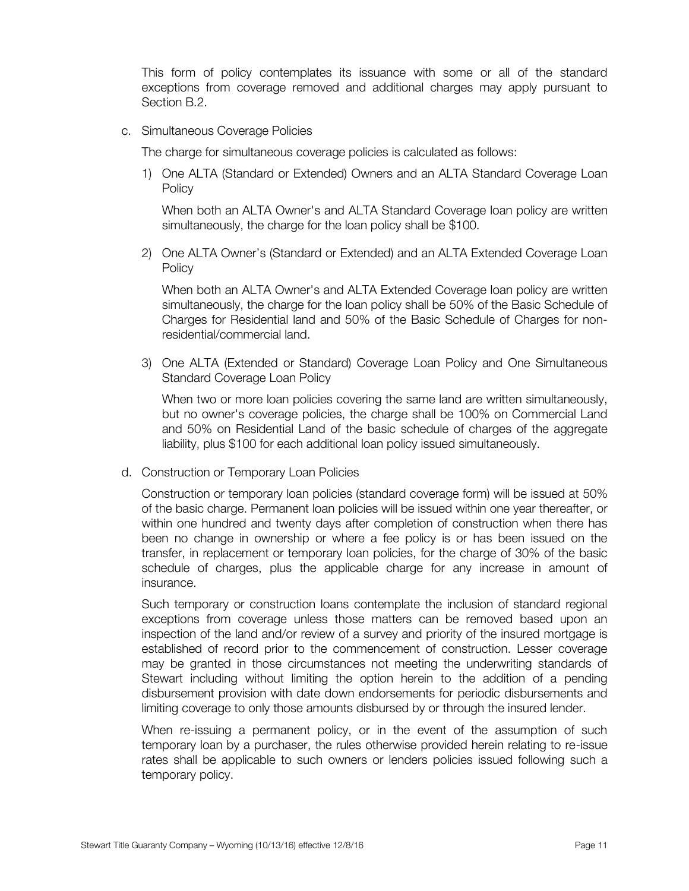This form of policy contemplates its issuance with some or all of the standard exceptions from coverage removed and additional charges may apply pursuant to Section B.2.

c. Simultaneous Coverage Policies

The charge for simultaneous coverage policies is calculated as follows:

1) One ALTA (Standard or Extended) Owners and an ALTA Standard Coverage Loan Policy

When both an ALTA Owner's and ALTA Standard Coverage loan policy are written simultaneously, the charge for the loan policy shall be $100.

2) One ALTA Owner's (Standard or Extended) and an ALTA Extended Coverage Loan Policy

When both an ALTA Owner's and ALTA Extended Coverage loan policy are written simultaneously, the charge for the loan policy shall be 50% of the Basic Schedule of Charges for Residential land and 50% of the Basic Schedule of Charges for non-residential/commercial land.

3) One ALTA (Extended or Standard) Coverage Loan Policy and One Simultaneous Standard Coverage Loan Policy

When two or more loan policies covering the same land are written simultaneously, but no owner's coverage policies, the charge shall be 100% on Commercial Land and 50% on Residential Land of the basic schedule of charges of the aggregate liability, plus $100 for each additional loan policy issued simultaneously.

d. Construction or Temporary Loan Policies

Construction or temporary loan policies (standard coverage form) will be issued at 50% of the basic charge. Permanent loan policies will be issued within one year thereafter, or within one hundred and twenty days after completion of construction when there has been no change in ownership or where a fee policy is or has been issued on the transfer, in replacement or temporary loan policies, for the charge of 30% of the basic schedule of charges, plus the applicable charge for any increase in amount of insurance.

Such temporary or construction loans contemplate the inclusion of standard regional exceptions from coverage unless those matters can be removed based upon an inspection of the land and/or review of a survey and priority of the insured mortgage is established of record prior to the commencement of construction. Lesser coverage may be granted in those circumstances not meeting the underwriting standards of Stewart including without limiting the option herein to the addition of a pending disbursement provision with date down endorsements for periodic disbursements and limiting coverage to only those amounts disbursed by or through the insured lender.

When re-issuing a permanent policy, or in the event of the assumption of such temporary loan by a purchaser, the rules otherwise provided herein relating to re-issue rates shall be applicable to such owners or lenders policies issued following such a temporary policy.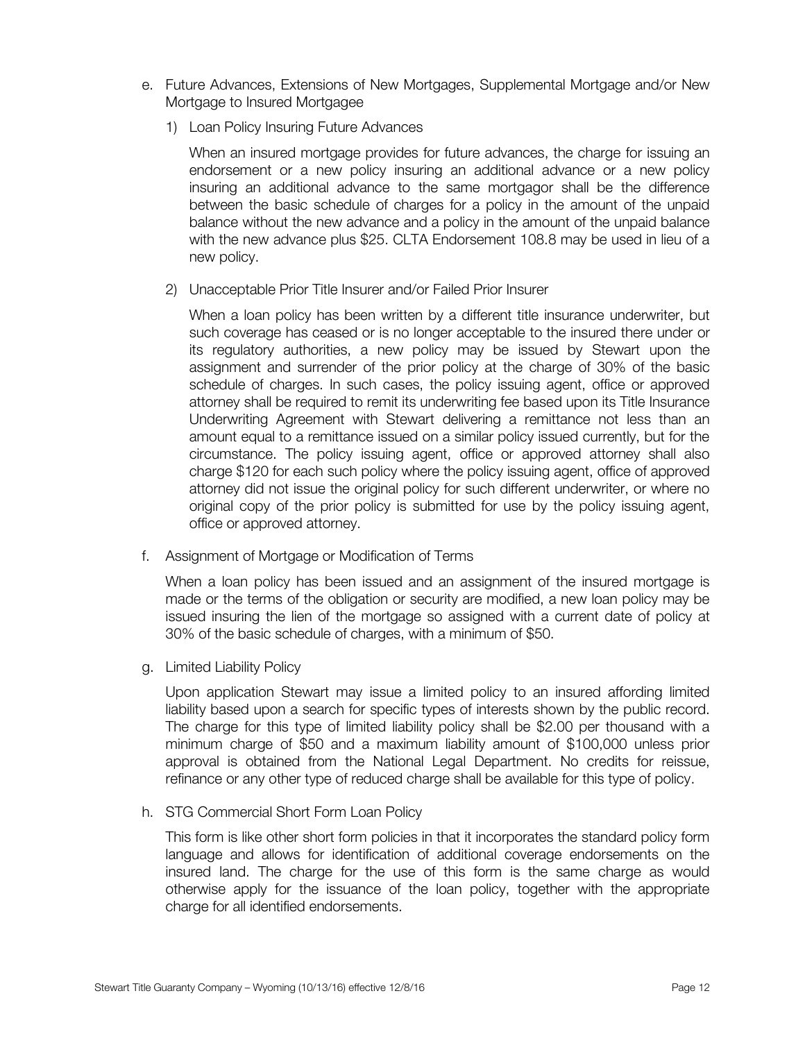e. Future Advances, Extensions of New Mortgages, Supplemental Mortgage and/or New Mortgage to Insured Mortgagee

1) Loan Policy Insuring Future Advances

When an insured mortgage provides for future advances, the charge for issuing an endorsement or a new policy insuring an additional advance or a new policy insuring an additional advance to the same mortgagor shall be the difference between the basic schedule of charges for a policy in the amount of the unpaid balance without the new advance and a policy in the amount of the unpaid balance with the new advance plus $25. CLTA Endorsement 108.8 may be used in lieu of a new policy.

2) Unacceptable Prior Title Insurer and/or Failed Prior Insurer

When a loan policy has been written by a different title insurance underwriter, but such coverage has ceased or is no longer acceptable to the insured there under or its regulatory authorities, a new policy may be issued by Stewart upon the assignment and surrender of the prior policy at the charge of 30% of the basic schedule of charges. In such cases, the policy issuing agent, office or approved attorney shall be required to remit its underwriting fee based upon its Title Insurance Underwriting Agreement with Stewart delivering a remittance not less than an amount equal to a remittance issued on a similar policy issued currently, but for the circumstance. The policy issuing agent, office or approved attorney shall also charge $120 for each such policy where the policy issuing agent, office of approved attorney did not issue the original policy for such different underwriter, or where no original copy of the prior policy is submitted for use by the policy issuing agent, office or approved attorney.

f. Assignment of Mortgage or Modification of Terms

When a loan policy has been issued and an assignment of the insured mortgage is made or the terms of the obligation or security are modified, a new loan policy may be issued insuring the lien of the mortgage so assigned with a current date of policy at 30% of the basic schedule of charges, with a minimum of $50.

g. Limited Liability Policy

Upon application Stewart may issue a limited policy to an insured affording limited liability based upon a search for specific types of interests shown by the public record. The charge for this type of limited liability policy shall be $2.00 per thousand with a minimum charge of $50 and a maximum liability amount of $100,000 unless prior approval is obtained from the National Legal Department. No credits for reissue, refinance or any other type of reduced charge shall be available for this type of policy.

h. STG Commercial Short Form Loan Policy

This form is like other short form policies in that it incorporates the standard policy form language and allows for identification of additional coverage endorsements on the insured land. The charge for the use of this form is the same charge as would otherwise apply for the issuance of the loan policy, together with the appropriate charge for all identified endorsements.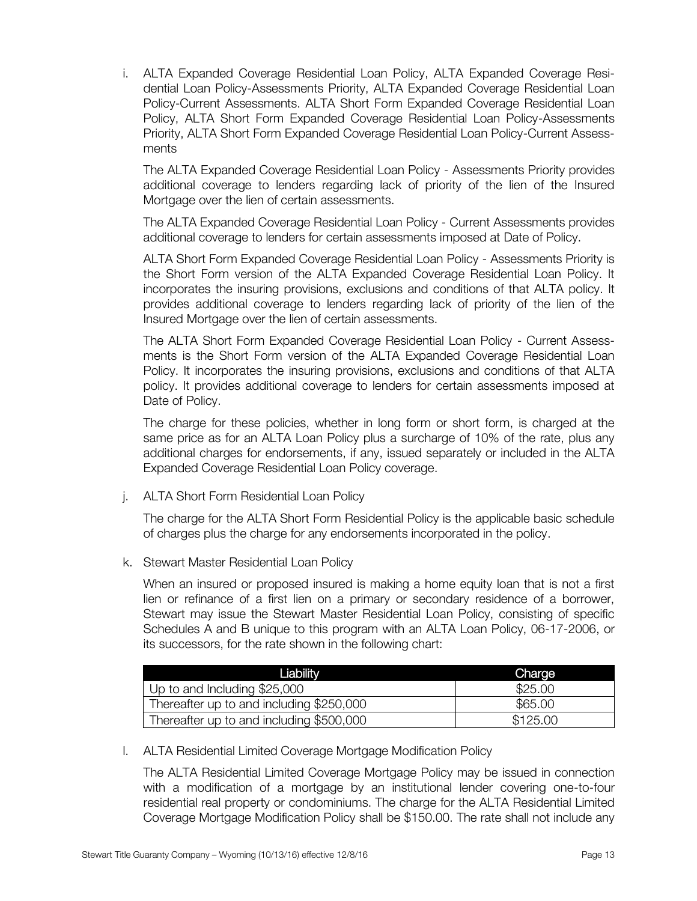i. ALTA Expanded Coverage Residential Loan Policy, ALTA Expanded Coverage Residential Loan Policy-Assessments Priority, ALTA Expanded Coverage Residential Loan Policy-Current Assessments. ALTA Short Form Expanded Coverage Residential Loan Policy, ALTA Short Form Expanded Coverage Residential Loan Policy-Assessments Priority, ALTA Short Form Expanded Coverage Residential Loan Policy-Current Assessments

   The ALTA Expanded Coverage Residential Loan Policy - Assessments Priority provides additional coverage to lenders regarding lack of priority of the lien of the Insured Mortgage over the lien of certain assessments.

   The ALTA Expanded Coverage Residential Loan Policy - Current Assessments provides additional coverage to lenders for certain assessments imposed at Date of Policy.

   ALTA Short Form Expanded Coverage Residential Loan Policy - Assessments Priority is the Short Form version of the ALTA Expanded Coverage Residential Loan Policy. It incorporates the insuring provisions, exclusions and conditions of that ALTA policy. It provides additional coverage to lenders regarding lack of priority of the lien of the Insured Mortgage over the lien of certain assessments.

   The ALTA Short Form Expanded Coverage Residential Loan Policy - Current Assessments is the Short Form version of the ALTA Expanded Coverage Residential Loan Policy. It incorporates the insuring provisions, exclusions and conditions of that ALTA policy. It provides additional coverage to lenders for certain assessments imposed at Date of Policy.

   The charge for these policies, whether in long form or short form, is charged at the same price as for an ALTA Loan Policy plus a surcharge of 10% of the rate, plus any additional charges for endorsements, if any, issued separately or included in the ALTA Expanded Coverage Residential Loan Policy coverage.

j. ALTA Short Form Residential Loan Policy

   The charge for the ALTA Short Form Residential Policy is the applicable basic schedule of charges plus the charge for any endorsements incorporated in the policy.

k. Stewart Master Residential Loan Policy

   When an insured or proposed insured is making a home equity loan that is not a first lien or refinance of a first lien on a primary or secondary residence of a borrower, Stewart may issue the Stewart Master Residential Loan Policy, consisting of specific Schedules A and B unique to this program with an ALTA Loan Policy, 06-17-2006, or its successors, for the rate shown in the following chart:

| Liability | Charge |
|---|---|
| Up to and Including $25,000 | $25.00 |
| Thereafter up to and including $250,000 | $65.00 |
| Thereafter up to and including $500,000 | $125.00 |

l. ALTA Residential Limited Coverage Mortgage Modification Policy

   The ALTA Residential Limited Coverage Mortgage Policy may be issued in connection with a modification of a mortgage by an institutional lender covering one-to-four residential real property or condominiums. The charge for the ALTA Residential Limited Coverage Mortgage Modification Policy shall be $150.00. The rate shall not include any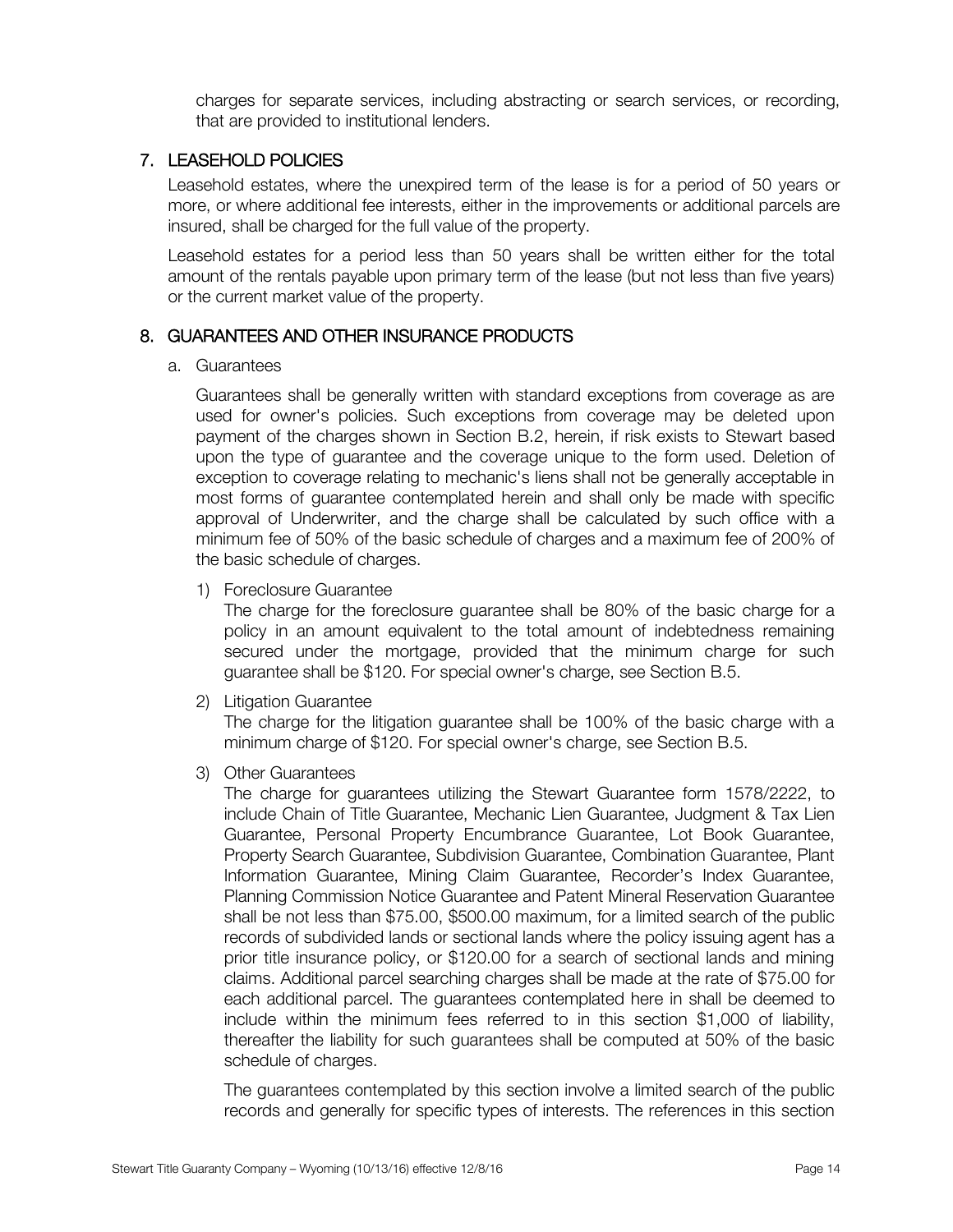charges for separate services, including abstracting or search services, or recording, that are provided to institutional lenders.

## 7. LEASEHOLD POLICIES

Leasehold estates, where the unexpired term of the lease is for a period of 50 years or more, or where additional fee interests, either in the improvements or additional parcels are insured, shall be charged for the full value of the property.

Leasehold estates for a period less than 50 years shall be written either for the total amount of the rentals payable upon primary term of the lease (but not less than five years) or the current market value of the property.

## 8. GUARANTEES AND OTHER INSURANCE PRODUCTS

a. Guarantees

Guarantees shall be generally written with standard exceptions from coverage as are used for owner's policies. Such exceptions from coverage may be deleted upon payment of the charges shown in Section B.2, herein, if risk exists to Stewart based upon the type of guarantee and the coverage unique to the form used. Deletion of exception to coverage relating to mechanic's liens shall not be generally acceptable in most forms of guarantee contemplated herein and shall only be made with specific approval of Underwriter, and the charge shall be calculated by such office with a minimum fee of 50% of the basic schedule of charges and a maximum fee of 200% of the basic schedule of charges.

1) Foreclosure Guarantee

The charge for the foreclosure guarantee shall be 80% of the basic charge for a policy in an amount equivalent to the total amount of indebtedness remaining secured under the mortgage, provided that the minimum charge for such guarantee shall be $120. For special owner's charge, see Section B.5.

2) Litigation Guarantee

The charge for the litigation guarantee shall be 100% of the basic charge with a minimum charge of $120. For special owner's charge, see Section B.5.

3) Other Guarantees

The charge for guarantees utilizing the Stewart Guarantee form 1578/2222, to include Chain of Title Guarantee, Mechanic Lien Guarantee, Judgment & Tax Lien Guarantee, Personal Property Encumbrance Guarantee, Lot Book Guarantee, Property Search Guarantee, Subdivision Guarantee, Combination Guarantee, Plant Information Guarantee, Mining Claim Guarantee, Recorder's Index Guarantee, Planning Commission Notice Guarantee and Patent Mineral Reservation Guarantee shall be not less than $75.00, $500.00 maximum, for a limited search of the public records of subdivided lands or sectional lands where the policy issuing agent has a prior title insurance policy, or $120.00 for a search of sectional lands and mining claims. Additional parcel searching charges shall be made at the rate of $75.00 for each additional parcel. The guarantees contemplated here in shall be deemed to include within the minimum fees referred to in this section $1,000 of liability, thereafter the liability for such guarantees shall be computed at 50% of the basic schedule of charges.

The guarantees contemplated by this section involve a limited search of the public records and generally for specific types of interests. The references in this section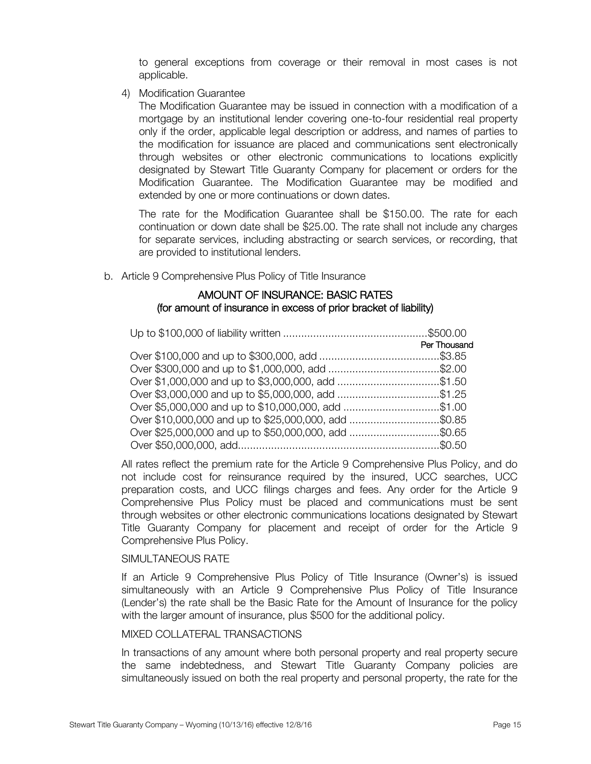to general exceptions from coverage or their removal in most cases is not applicable.

4) Modification Guarantee

   The Modification Guarantee may be issued in connection with a modification of a mortgage by an institutional lender covering one-to-four residential real property only if the order, applicable legal description or address, and names of parties to the modification for issuance are placed and communications sent electronically through websites or other electronic communications to locations explicitly designated by Stewart Title Guaranty Company for placement or orders for the Modification Guarantee. The Modification Guarantee may be modified and extended by one or more continuations or down dates.

   The rate for the Modification Guarantee shall be $150.00. The rate for each continuation or down date shall be $25.00. The rate shall not include any charges for separate services, including abstracting or search services, or recording, that are provided to institutional lenders.

b. Article 9 Comprehensive Plus Policy of Title Insurance

## AMOUNT OF INSURANCE: BASIC RATES
### (for amount of insurance in excess of prior bracket of liability)

| | |
|---|---|
| Up to $100,000 of liability written | $500.00 |
| | Per Thousand |
| Over $100,000 and up to $300,000, add | $3.85 |
| Over $300,000 and up to $1,000,000, add | $2.00 |
| Over $1,000,000 and up to $3,000,000, add | $1.50 |
| Over $3,000,000 and up to $5,000,000, add | $1.25 |
| Over $5,000,000 and up to $10,000,000, add | $1.00 |
| Over $10,000,000 and up to $25,000,000, add | $0.85 |
| Over $25,000,000 and up to $50,000,000, add | $0.65 |
| Over $50,000,000, add | $0.50 |

All rates reflect the premium rate for the Article 9 Comprehensive Plus Policy, and do not include cost for reinsurance required by the insured, UCC searches, UCC preparation costs, and UCC filings charges and fees. Any order for the Article 9 Comprehensive Plus Policy must be placed and communications must be sent through websites or other electronic communications locations designated by Stewart Title Guaranty Company for placement and receipt of order for the Article 9 Comprehensive Plus Policy.

SIMULTANEOUS RATE

If an Article 9 Comprehensive Plus Policy of Title Insurance (Owner's) is issued simultaneously with an Article 9 Comprehensive Plus Policy of Title Insurance (Lender's) the rate shall be the Basic Rate for the Amount of Insurance for the policy with the larger amount of insurance, plus $500 for the additional policy.

MIXED COLLATERAL TRANSACTIONS

In transactions of any amount where both personal property and real property secure the same indebtedness, and Stewart Title Guaranty Company policies are simultaneously issued on both the real property and personal property, the rate for the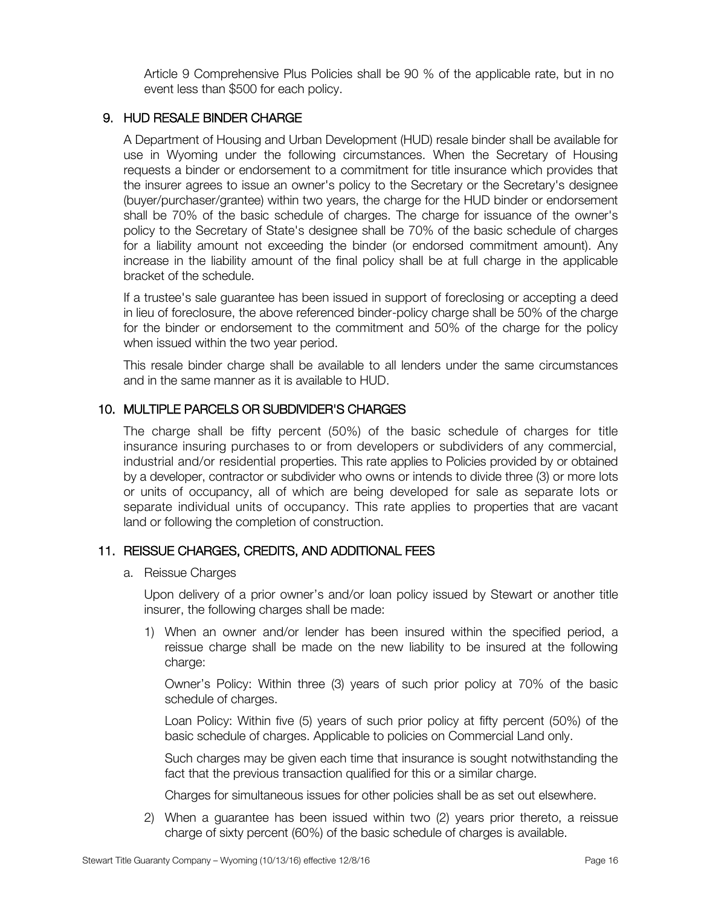Article 9 Comprehensive Plus Policies shall be 90 % of the applicable rate, but in no event less than $500 for each policy.

## 9. HUD RESALE BINDER CHARGE

A Department of Housing and Urban Development (HUD) resale binder shall be available for use in Wyoming under the following circumstances. When the Secretary of Housing requests a binder or endorsement to a commitment for title insurance which provides that the insurer agrees to issue an owner's policy to the Secretary or the Secretary's designee (buyer/purchaser/grantee) within two years, the charge for the HUD binder or endorsement shall be 70% of the basic schedule of charges. The charge for issuance of the owner's policy to the Secretary of State's designee shall be 70% of the basic schedule of charges for a liability amount not exceeding the binder (or endorsed commitment amount). Any increase in the liability amount of the final policy shall be at full charge in the applicable bracket of the schedule.

If a trustee's sale guarantee has been issued in support of foreclosing or accepting a deed in lieu of foreclosure, the above referenced binder-policy charge shall be 50% of the charge for the binder or endorsement to the commitment and 50% of the charge for the policy when issued within the two year period.

This resale binder charge shall be available to all lenders under the same circumstances and in the same manner as it is available to HUD.

## 10. MULTIPLE PARCELS OR SUBDIVIDER'S CHARGES

The charge shall be fifty percent (50%) of the basic schedule of charges for title insurance insuring purchases to or from developers or subdividers of any commercial, industrial and/or residential properties. This rate applies to Policies provided by or obtained by a developer, contractor or subdivider who owns or intends to divide three (3) or more lots or units of occupancy, all of which are being developed for sale as separate lots or separate individual units of occupancy. This rate applies to properties that are vacant land or following the completion of construction.

## 11. REISSUE CHARGES, CREDITS, AND ADDITIONAL FEES

a. Reissue Charges

Upon delivery of a prior owner's and/or loan policy issued by Stewart or another title insurer, the following charges shall be made:

1) When an owner and/or lender has been insured within the specified period, a reissue charge shall be made on the new liability to be insured at the following charge:

   Owner's Policy: Within three (3) years of such prior policy at 70% of the basic schedule of charges.

   Loan Policy: Within five (5) years of such prior policy at fifty percent (50%) of the basic schedule of charges. Applicable to policies on Commercial Land only.

   Such charges may be given each time that insurance is sought notwithstanding the fact that the previous transaction qualified for this or a similar charge.

   Charges for simultaneous issues for other policies shall be as set out elsewhere.

2) When a guarantee has been issued within two (2) years prior thereto, a reissue charge of sixty percent (60%) of the basic schedule of charges is available.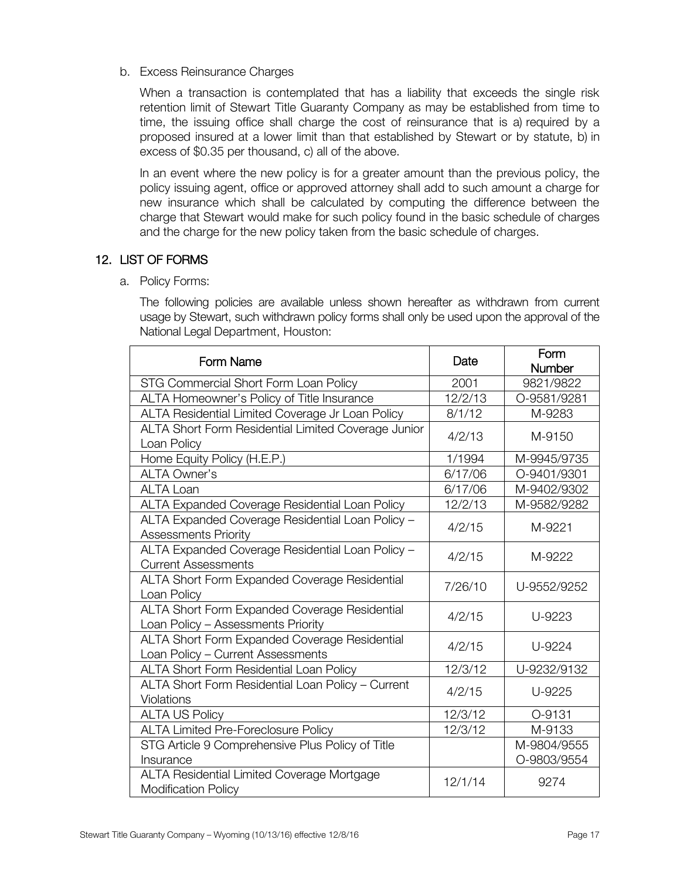b. Excess Reinsurance Charges

When a transaction is contemplated that has a liability that exceeds the single risk retention limit of Stewart Title Guaranty Company as may be established from time to time, the issuing office shall charge the cost of reinsurance that is a) required by a proposed insured at a lower limit than that established by Stewart or by statute, b) in excess of $0.35 per thousand, c) all of the above.

In an event where the new policy is for a greater amount than the previous policy, the policy issuing agent, office or approved attorney shall add to such amount a charge for new insurance which shall be calculated by computing the difference between the charge that Stewart would make for such policy found in the basic schedule of charges and the charge for the new policy taken from the basic schedule of charges.

## 12. LIST OF FORMS

a. Policy Forms:

The following policies are available unless shown hereafter as withdrawn from current usage by Stewart, such withdrawn policy forms shall only be used upon the approval of the National Legal Department, Houston:

| Form Name | Date | Form Number |
|---|---|---|
| STG Commercial Short Form Loan Policy | 2001 | 9821/9822 |
| ALTA Homeowner's Policy of Title Insurance | 12/2/13 | O-9581/9281 |
| ALTA Residential Limited Coverage Jr Loan Policy | 8/1/12 | M-9283 |
| ALTA Short Form Residential Limited Coverage Junior Loan Policy | 4/2/13 | M-9150 |
| Home Equity Policy (H.E.P.) | 1/1994 | M-9945/9735 |
| ALTA Owner's | 6/17/06 | O-9401/9301 |
| ALTA Loan | 6/17/06 | M-9402/9302 |
| ALTA Expanded Coverage Residential Loan Policy | 12/2/13 | M-9582/9282 |
| ALTA Expanded Coverage Residential Loan Policy – Assessments Priority | 4/2/15 | M-9221 |
| ALTA Expanded Coverage Residential Loan Policy – Current Assessments | 4/2/15 | M-9222 |
| ALTA Short Form Expanded Coverage Residential Loan Policy | 7/26/10 | U-9552/9252 |
| ALTA Short Form Expanded Coverage Residential Loan Policy – Assessments Priority | 4/2/15 | U-9223 |
| ALTA Short Form Expanded Coverage Residential Loan Policy – Current Assessments | 4/2/15 | U-9224 |
| ALTA Short Form Residential Loan Policy | 12/3/12 | U-9232/9132 |
| ALTA Short Form Residential Loan Policy – Current Violations | 4/2/15 | U-9225 |
| ALTA US Policy | 12/3/12 | O-9131 |
| ALTA Limited Pre-Foreclosure Policy | 12/3/12 | M-9133 |
| STG Article 9 Comprehensive Plus Policy of Title Insurance | | M-9804/9555 O-9803/9554 |
| ALTA Residential Limited Coverage Mortgage Modification Policy | 12/1/14 | 9274 |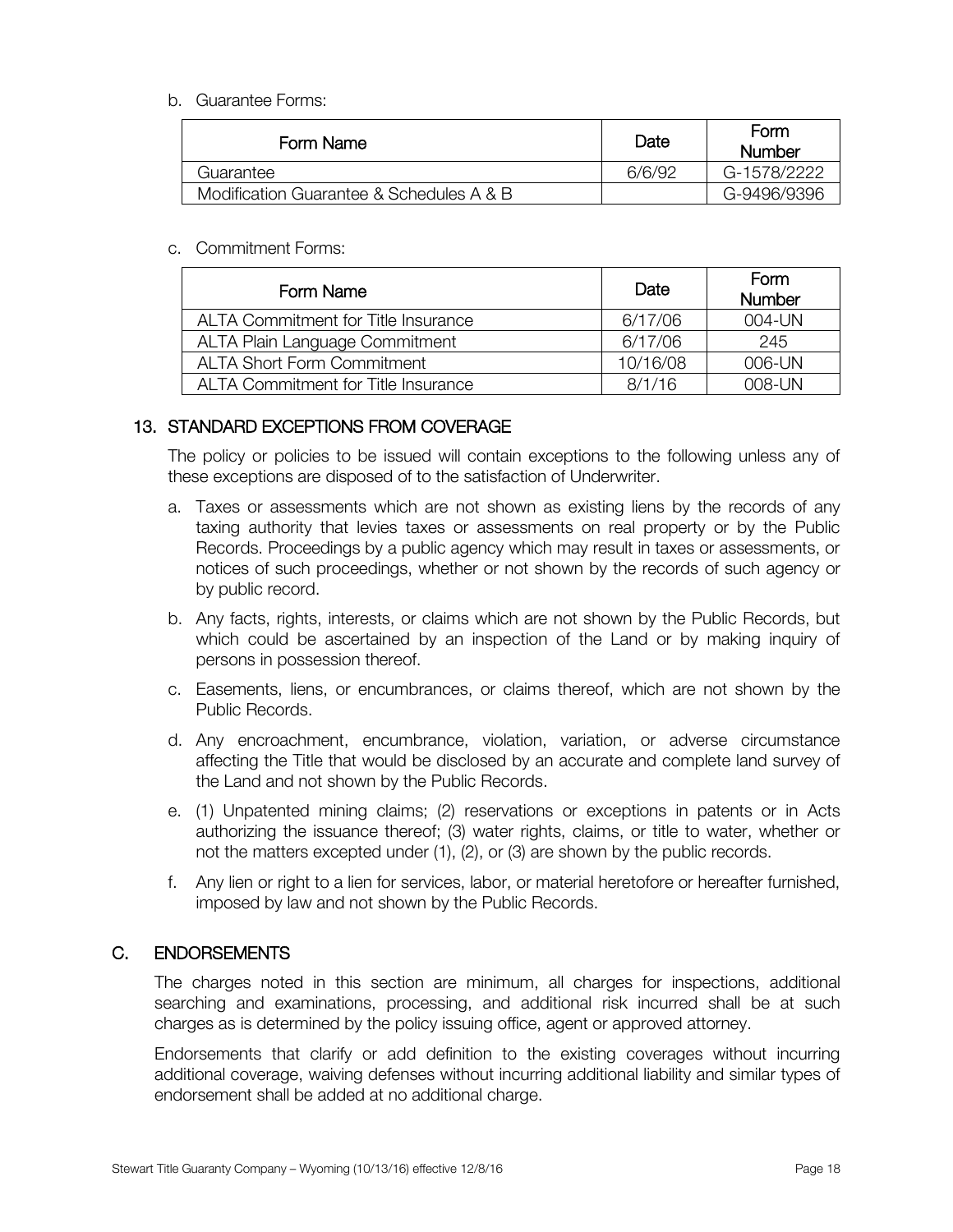b. Guarantee Forms:

| Form Name | Date | Form Number |
|---|---|---|
| Guarantee | 6/6/92 | G-1578/2222 |
| Modification Guarantee & Schedules A & B | | G-9496/9396 |

c. Commitment Forms:

| Form Name | Date | Form Number |
|---|---|---|
| ALTA Commitment for Title Insurance | 6/17/06 | 004-UN |
| ALTA Plain Language Commitment | 6/17/06 | 245 |
| ALTA Short Form Commitment | 10/16/08 | 006-UN |
| ALTA Commitment for Title Insurance | 8/1/16 | 008-UN |

## 13. STANDARD EXCEPTIONS FROM COVERAGE

The policy or policies to be issued will contain exceptions to the following unless any of these exceptions are disposed of to the satisfaction of Underwriter.

a. Taxes or assessments which are not shown as existing liens by the records of any taxing authority that levies taxes or assessments on real property or by the Public Records. Proceedings by a public agency which may result in taxes or assessments, or notices of such proceedings, whether or not shown by the records of such agency or by public record.

b. Any facts, rights, interests, or claims which are not shown by the Public Records, but which could be ascertained by an inspection of the Land or by making inquiry of persons in possession thereof.

c. Easements, liens, or encumbrances, or claims thereof, which are not shown by the Public Records.

d. Any encroachment, encumbrance, violation, variation, or adverse circumstance affecting the Title that would be disclosed by an accurate and complete land survey of the Land and not shown by the Public Records.

e. (1) Unpatented mining claims; (2) reservations or exceptions in patents or in Acts authorizing the issuance thereof; (3) water rights, claims, or title to water, whether or not the matters excepted under (1), (2), or (3) are shown by the public records.

f. Any lien or right to a lien for services, labor, or material heretofore or hereafter furnished, imposed by law and not shown by the Public Records.

# C. ENDORSEMENTS

The charges noted in this section are minimum, all charges for inspections, additional searching and examinations, processing, and additional risk incurred shall be at such charges as is determined by the policy issuing office, agent or approved attorney.

Endorsements that clarify or add definition to the existing coverages without incurring additional coverage, waiving defenses without incurring additional liability and similar types of endorsement shall be added at no additional charge.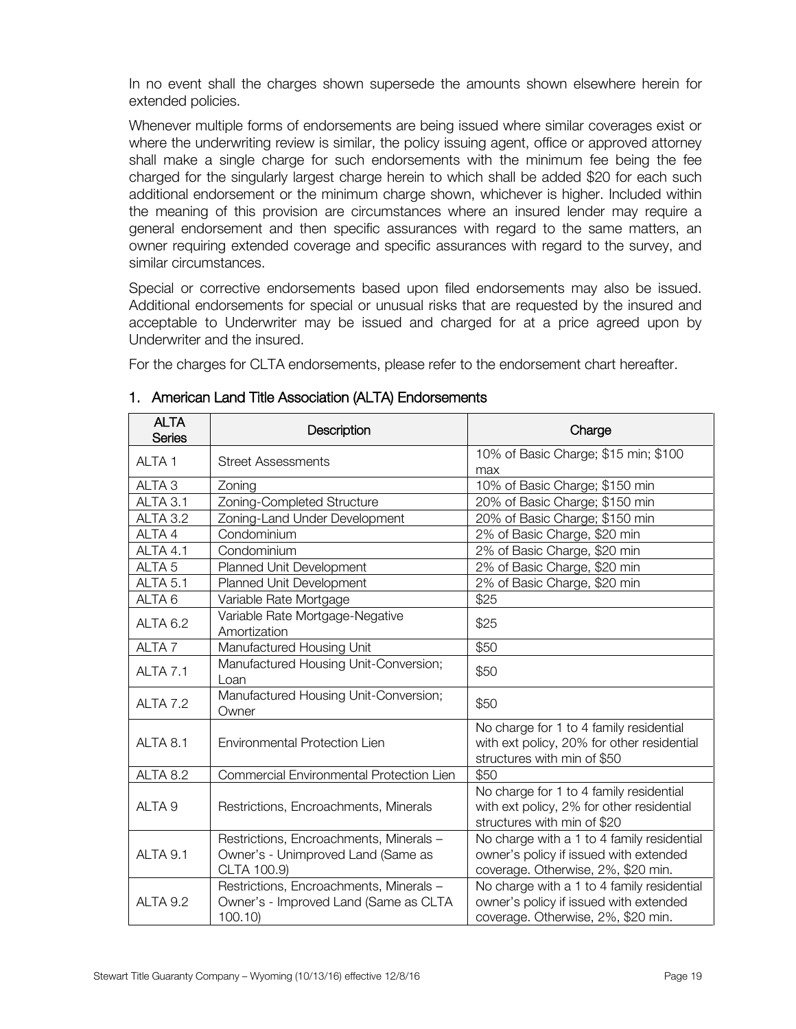In no event shall the charges shown supersede the amounts shown elsewhere herein for extended policies.

Whenever multiple forms of endorsements are being issued where similar coverages exist or where the underwriting review is similar, the policy issuing agent, office or approved attorney shall make a single charge for such endorsements with the minimum fee being the fee charged for the singularly largest charge herein to which shall be added $20 for each such additional endorsement or the minimum charge shown, whichever is higher. Included within the meaning of this provision are circumstances where an insured lender may require a general endorsement and then specific assurances with regard to the same matters, an owner requiring extended coverage and specific assurances with regard to the survey, and similar circumstances.

Special or corrective endorsements based upon filed endorsements may also be issued. Additional endorsements for special or unusual risks that are requested by the insured and acceptable to Underwriter may be issued and charged for at a price agreed upon by Underwriter and the insured.

For the charges for CLTA endorsements, please refer to the endorsement chart hereafter.

## 1. American Land Title Association (ALTA) Endorsements

| ALTA Series | Description | Charge |
|---|---|---|
| ALTA 1 | Street Assessments | 10% of Basic Charge; $15 min; $100 max |
| ALTA 3 | Zoning | 10% of Basic Charge; $150 min |
| ALTA 3.1 | Zoning-Completed Structure | 20% of Basic Charge; $150 min |
| ALTA 3.2 | Zoning-Land Under Development | 20% of Basic Charge; $150 min |
| ALTA 4 | Condominium | 2% of Basic Charge, $20 min |
| ALTA 4.1 | Condominium | 2% of Basic Charge, $20 min |
| ALTA 5 | Planned Unit Development | 2% of Basic Charge, $20 min |
| ALTA 5.1 | Planned Unit Development | 2% of Basic Charge, $20 min |
| ALTA 6 | Variable Rate Mortgage | $25 |
| ALTA 6.2 | Variable Rate Mortgage-Negative Amortization | $25 |
| ALTA 7 | Manufactured Housing Unit | $50 |
| ALTA 7.1 | Manufactured Housing Unit-Conversion; Loan | $50 |
| ALTA 7.2 | Manufactured Housing Unit-Conversion; Owner | $50 |
| ALTA 8.1 | Environmental Protection Lien | No charge for 1 to 4 family residential with ext policy, 20% for other residential structures with min of $50 |
| ALTA 8.2 | Commercial Environmental Protection Lien | $50 |
| ALTA 9 | Restrictions, Encroachments, Minerals | No charge for 1 to 4 family residential with ext policy, 2% for other residential structures with min of $20 |
| ALTA 9.1 | Restrictions, Encroachments, Minerals – Owner's - Unimproved Land (Same as CLTA 100.9) | No charge with a 1 to 4 family residential owner's policy if issued with extended coverage. Otherwise, 2%, $20 min. |
| ALTA 9.2 | Restrictions, Encroachments, Minerals – Owner's - Improved Land (Same as CLTA 100.10) | No charge with a 1 to 4 family residential owner's policy if issued with extended coverage. Otherwise, 2%, $20 min. |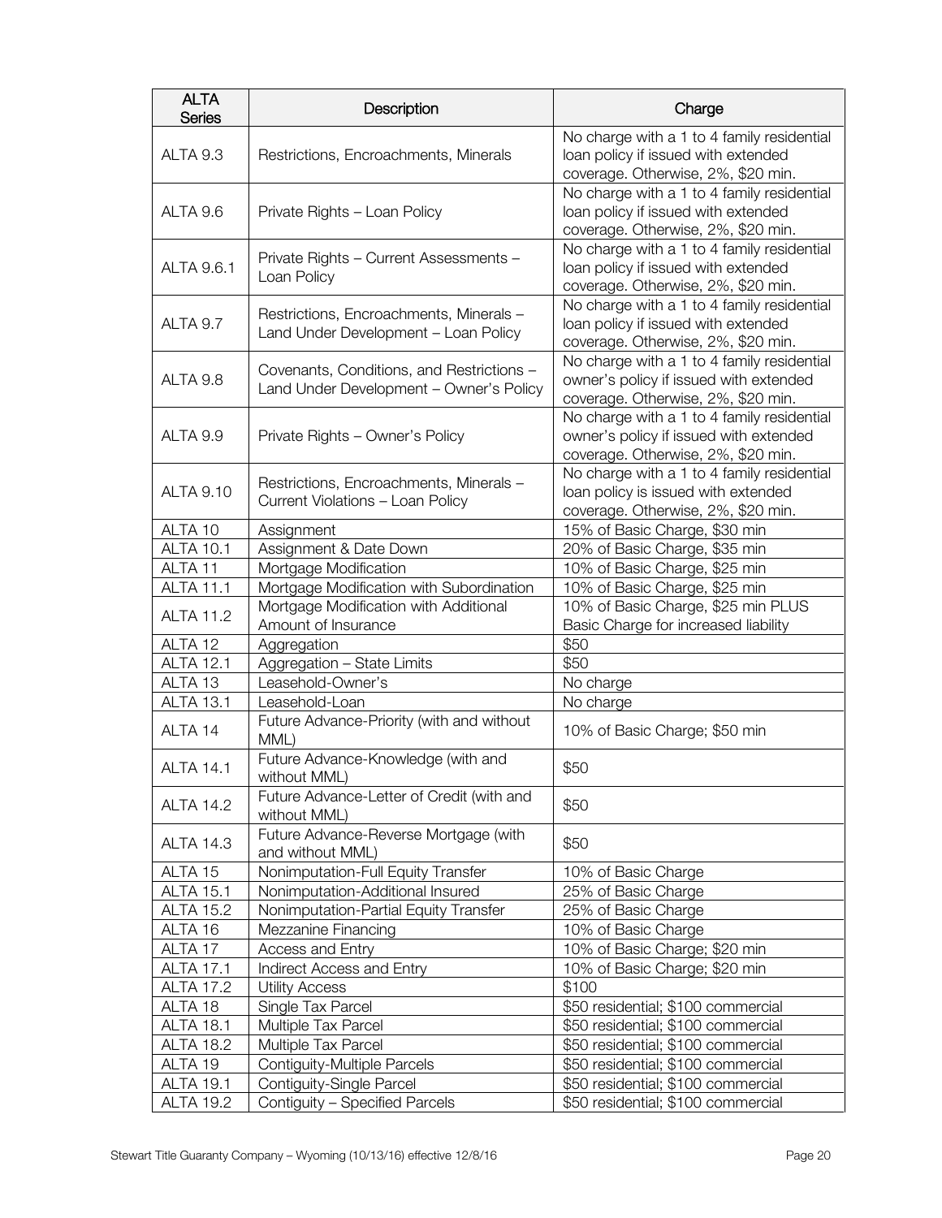| ALTA Series | Description | Charge |
|---|---|---|
| ALTA 9.3 | Restrictions, Encroachments, Minerals | No charge with a 1 to 4 family residential loan policy if issued with extended coverage. Otherwise, 2%, $20 min. |
| ALTA 9.6 | Private Rights – Loan Policy | No charge with a 1 to 4 family residential loan policy if issued with extended coverage. Otherwise, 2%, $20 min. |
| ALTA 9.6.1 | Private Rights – Current Assessments – Loan Policy | No charge with a 1 to 4 family residential loan policy if issued with extended coverage. Otherwise, 2%, $20 min. |
| ALTA 9.7 | Restrictions, Encroachments, Minerals – Land Under Development – Loan Policy | No charge with a 1 to 4 family residential loan policy if issued with extended coverage. Otherwise, 2%, $20 min. |
| ALTA 9.8 | Covenants, Conditions, and Restrictions – Land Under Development – Owner's Policy | No charge with a 1 to 4 family residential owner's policy if issued with extended coverage. Otherwise, 2%, $20 min. |
| ALTA 9.9 | Private Rights – Owner's Policy | No charge with a 1 to 4 family residential owner's policy if issued with extended coverage. Otherwise, 2%, $20 min. |
| ALTA 9.10 | Restrictions, Encroachments, Minerals – Current Violations – Loan Policy | No charge with a 1 to 4 family residential loan policy is issued with extended coverage. Otherwise, 2%, $20 min. |
| ALTA 10 | Assignment | 15% of Basic Charge, $30 min |
| ALTA 10.1 | Assignment & Date Down | 20% of Basic Charge, $35 min |
| ALTA 11 | Mortgage Modification | 10% of Basic Charge, $25 min |
| ALTA 11.1 | Mortgage Modification with Subordination | 10% of Basic Charge, $25 min |
| ALTA 11.2 | Mortgage Modification with Additional Amount of Insurance | 10% of Basic Charge, $25 min PLUS Basic Charge for increased liability |
| ALTA 12 | Aggregation | $50 |
| ALTA 12.1 | Aggregation – State Limits | $50 |
| ALTA 13 | Leasehold-Owner's | No charge |
| ALTA 13.1 | Leasehold-Loan | No charge |
| ALTA 14 | Future Advance-Priority (with and without MML) | 10% of Basic Charge; $50 min |
| ALTA 14.1 | Future Advance-Knowledge (with and without MML) | $50 |
| ALTA 14.2 | Future Advance-Letter of Credit (with and without MML) | $50 |
| ALTA 14.3 | Future Advance-Reverse Mortgage (with and without MML) | $50 |
| ALTA 15 | Nonimputation-Full Equity Transfer | 10% of Basic Charge |
| ALTA 15.1 | Nonimputation-Additional Insured | 25% of Basic Charge |
| ALTA 15.2 | Nonimputation-Partial Equity Transfer | 25% of Basic Charge |
| ALTA 16 | Mezzanine Financing | 10% of Basic Charge |
| ALTA 17 | Access and Entry | 10% of Basic Charge; $20 min |
| ALTA 17.1 | Indirect Access and Entry | 10% of Basic Charge; $20 min |
| ALTA 17.2 | Utility Access | $100 |
| ALTA 18 | Single Tax Parcel | $50 residential; $100 commercial |
| ALTA 18.1 | Multiple Tax Parcel | $50 residential; $100 commercial |
| ALTA 18.2 | Multiple Tax Parcel | $50 residential; $100 commercial |
| ALTA 19 | Contiguity-Multiple Parcels | $50 residential; $100 commercial |
| ALTA 19.1 | Contiguity-Single Parcel | $50 residential; $100 commercial |
| ALTA 19.2 | Contiguity – Specified Parcels | $50 residential; $100 commercial |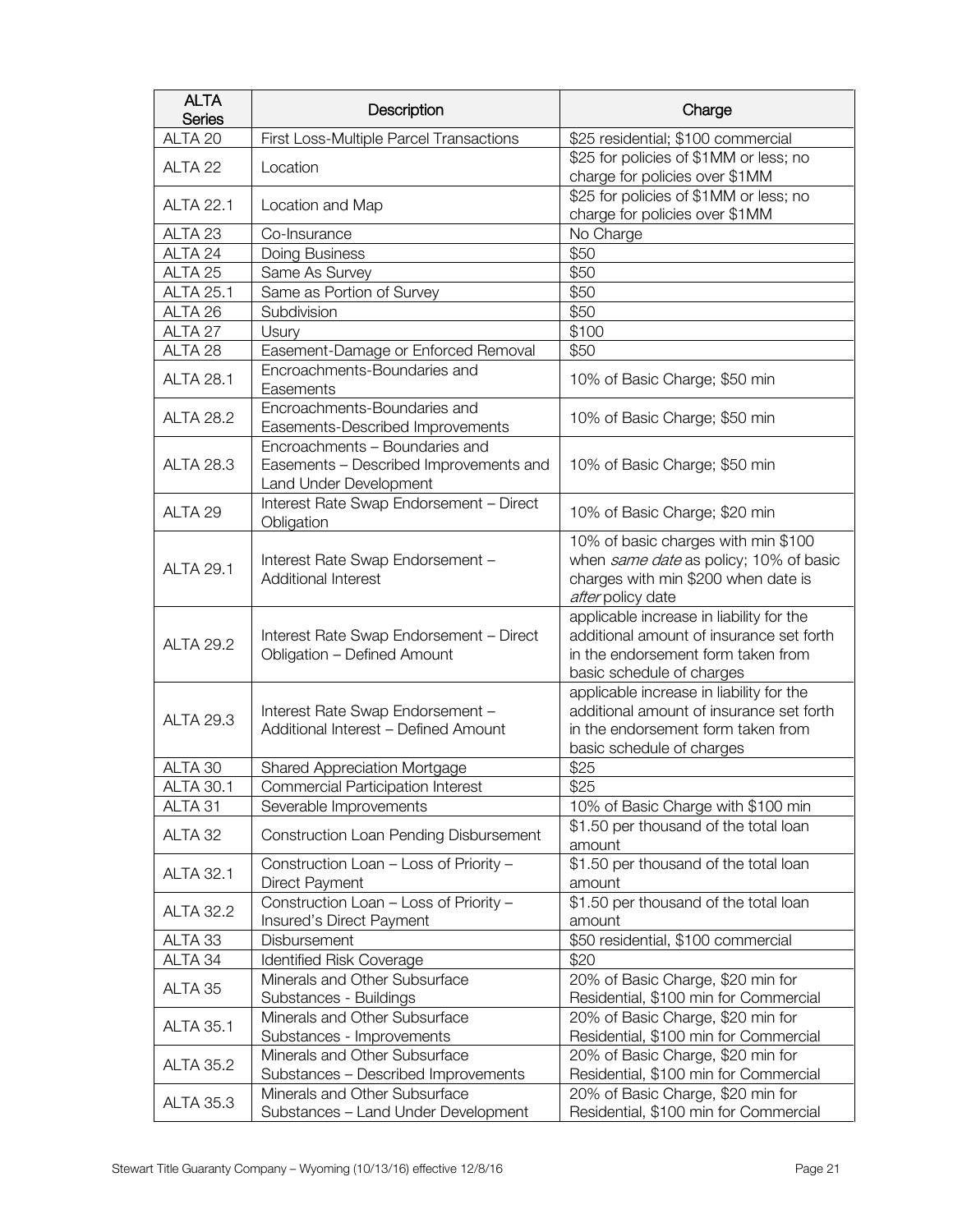| ALTA Series | Description | Charge |
|---|---|---|
| ALTA 20 | First Loss-Multiple Parcel Transactions | $25 residential; $100 commercial |
| ALTA 22 | Location | $25 for policies of $1MM or less; no charge for policies over $1MM |
| ALTA 22.1 | Location and Map | $25 for policies of $1MM or less; no charge for policies over $1MM |
| ALTA 23 | Co-Insurance | No Charge |
| ALTA 24 | Doing Business | $50 |
| ALTA 25 | Same As Survey | $50 |
| ALTA 25.1 | Same as Portion of Survey | $50 |
| ALTA 26 | Subdivision | $50 |
| ALTA 27 | Usury | $100 |
| ALTA 28 | Easement-Damage or Enforced Removal | $50 |
| ALTA 28.1 | Encroachments-Boundaries and Easements | 10% of Basic Charge; $50 min |
| ALTA 28.2 | Encroachments-Boundaries and Easements-Described Improvements | 10% of Basic Charge; $50 min |
| ALTA 28.3 | Encroachments – Boundaries and Easements – Described Improvements and Land Under Development | 10% of Basic Charge; $50 min |
| ALTA 29 | Interest Rate Swap Endorsement – Direct Obligation | 10% of Basic Charge; $20 min |
| ALTA 29.1 | Interest Rate Swap Endorsement – Additional Interest | 10% of basic charges with min $100 when *same date* as policy; 10% of basic charges with min $200 when date is *after* policy date |
| ALTA 29.2 | Interest Rate Swap Endorsement – Direct Obligation – Defined Amount | applicable increase in liability for the additional amount of insurance set forth in the endorsement form taken from basic schedule of charges |
| ALTA 29.3 | Interest Rate Swap Endorsement – Additional Interest – Defined Amount | applicable increase in liability for the additional amount of insurance set forth in the endorsement form taken from basic schedule of charges |
| ALTA 30 | Shared Appreciation Mortgage | $25 |
| ALTA 30.1 | Commercial Participation Interest | $25 |
| ALTA 31 | Severable Improvements | 10% of Basic Charge with $100 min |
| ALTA 32 | Construction Loan Pending Disbursement | $1.50 per thousand of the total loan amount |
| ALTA 32.1 | Construction Loan – Loss of Priority – Direct Payment | $1.50 per thousand of the total loan amount |
| ALTA 32.2 | Construction Loan – Loss of Priority – Insured's Direct Payment | $1.50 per thousand of the total loan amount |
| ALTA 33 | Disbursement | $50 residential, $100 commercial |
| ALTA 34 | Identified Risk Coverage | $20 |
| ALTA 35 | Minerals and Other Subsurface Substances - Buildings | 20% of Basic Charge, $20 min for Residential, $100 min for Commercial |
| ALTA 35.1 | Minerals and Other Subsurface Substances - Improvements | 20% of Basic Charge, $20 min for Residential, $100 min for Commercial |
| ALTA 35.2 | Minerals and Other Subsurface Substances – Described Improvements | 20% of Basic Charge, $20 min for Residential, $100 min for Commercial |
| ALTA 35.3 | Minerals and Other Subsurface Substances – Land Under Development | 20% of Basic Charge, $20 min for Residential, $100 min for Commercial |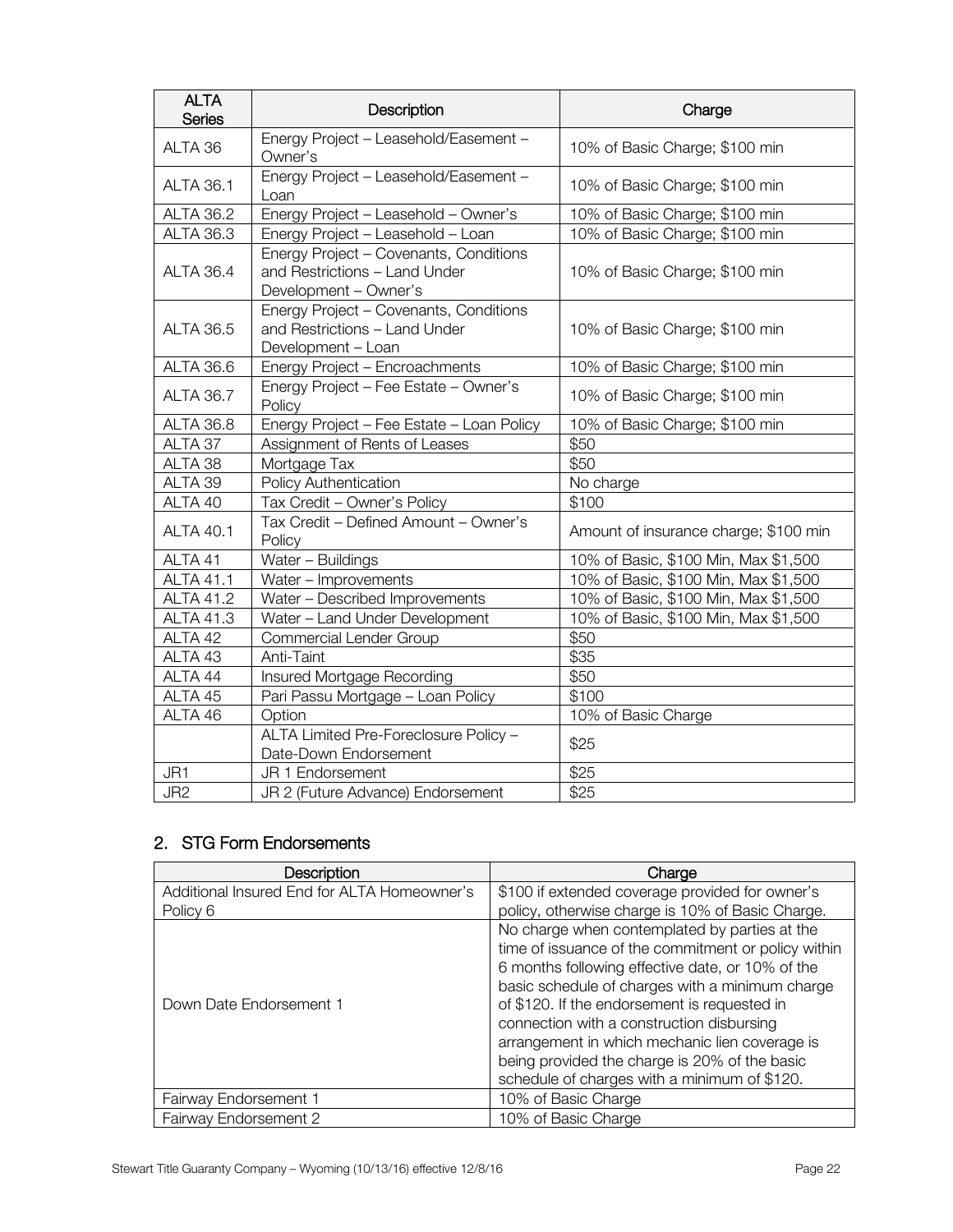| ALTA Series | Description | Charge |
|---|---|---|
| ALTA 36 | Energy Project – Leasehold/Easement – Owner's | 10% of Basic Charge; $100 min |
| ALTA 36.1 | Energy Project – Leasehold/Easement – Loan | 10% of Basic Charge; $100 min |
| ALTA 36.2 | Energy Project – Leasehold – Owner's | 10% of Basic Charge; $100 min |
| ALTA 36.3 | Energy Project – Leasehold – Loan | 10% of Basic Charge; $100 min |
| ALTA 36.4 | Energy Project – Covenants, Conditions and Restrictions – Land Under Development – Owner's | 10% of Basic Charge; $100 min |
| ALTA 36.5 | Energy Project – Covenants, Conditions and Restrictions – Land Under Development – Loan | 10% of Basic Charge; $100 min |
| ALTA 36.6 | Energy Project – Encroachments | 10% of Basic Charge; $100 min |
| ALTA 36.7 | Energy Project – Fee Estate – Owner's Policy | 10% of Basic Charge; $100 min |
| ALTA 36.8 | Energy Project – Fee Estate – Loan Policy | 10% of Basic Charge; $100 min |
| ALTA 37 | Assignment of Rents of Leases | $50 |
| ALTA 38 | Mortgage Tax | $50 |
| ALTA 39 | Policy Authentication | No charge |
| ALTA 40 | Tax Credit – Owner's Policy | $100 |
| ALTA 40.1 | Tax Credit – Defined Amount – Owner's Policy | Amount of insurance charge; $100 min |
| ALTA 41 | Water – Buildings | 10% of Basic, $100 Min, Max $1,500 |
| ALTA 41.1 | Water – Improvements | 10% of Basic, $100 Min, Max $1,500 |
| ALTA 41.2 | Water – Described Improvements | 10% of Basic, $100 Min, Max $1,500 |
| ALTA 41.3 | Water – Land Under Development | 10% of Basic, $100 Min, Max $1,500 |
| ALTA 42 | Commercial Lender Group | $50 |
| ALTA 43 | Anti-Taint | $35 |
| ALTA 44 | Insured Mortgage Recording | $50 |
| ALTA 45 | Pari Passu Mortgage – Loan Policy | $100 |
| ALTA 46 | Option | 10% of Basic Charge |
| | ALTA Limited Pre-Foreclosure Policy – Date-Down Endorsement | $25 |
| JR1 | JR 1 Endorsement | $25 |
| JR2 | JR 2 (Future Advance) Endorsement | $25 |

## 2. STG Form Endorsements

| Description | Charge |
|---|---|
| Additional Insured End for ALTA Homeowner's Policy 6 | $100 if extended coverage provided for owner's policy, otherwise charge is 10% of Basic Charge. |
| Down Date Endorsement 1 | No charge when contemplated by parties at the time of issuance of the commitment or policy within 6 months following effective date, or 10% of the basic schedule of charges with a minimum charge of $120. If the endorsement is requested in connection with a construction disbursing arrangement in which mechanic lien coverage is being provided the charge is 20% of the basic schedule of charges with a minimum of $120. |
| Fairway Endorsement 1 | 10% of Basic Charge |
| Fairway Endorsement 2 | 10% of Basic Charge |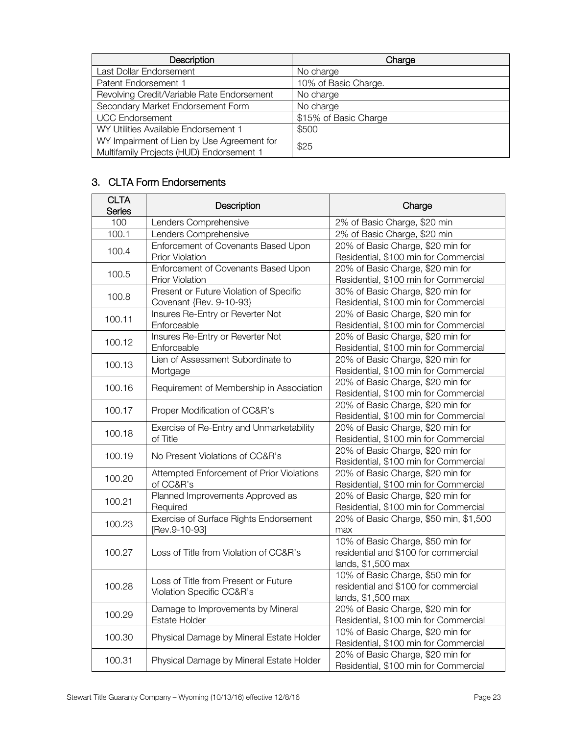| Description | Charge |
| --- | --- |
| Last Dollar Endorsement | No charge |
| Patent Endorsement 1 | 10% of Basic Charge. |
| Revolving Credit/Variable Rate Endorsement | No charge |
| Secondary Market Endorsement Form | No charge |
| UCC Endorsement | $15% of Basic Charge |
| WY Utilities Available Endorsement 1 | $500 |
| WY Impairment of Lien by Use Agreement for Multifamily Projects (HUD) Endorsement 1 | $25 |

## 3. CLTA Form Endorsements

| CLTA Series | Description | Charge |
| --- | --- | --- |
| 100 | Lenders Comprehensive | 2% of Basic Charge, $20 min |
| 100.1 | Lenders Comprehensive | 2% of Basic Charge, $20 min |
| 100.4 | Enforcement of Covenants Based Upon Prior Violation | 20% of Basic Charge, $20 min for Residential, $100 min for Commercial |
| 100.5 | Enforcement of Covenants Based Upon Prior Violation | 20% of Basic Charge, $20 min for Residential, $100 min for Commercial |
| 100.8 | Present or Future Violation of Specific Covenant {Rev. 9-10-93} | 30% of Basic Charge, $20 min for Residential, $100 min for Commercial |
| 100.11 | Insures Re-Entry or Reverter Not Enforceable | 20% of Basic Charge, $20 min for Residential, $100 min for Commercial |
| 100.12 | Insures Re-Entry or Reverter Not Enforceable | 20% of Basic Charge, $20 min for Residential, $100 min for Commercial |
| 100.13 | Lien of Assessment Subordinate to Mortgage | 20% of Basic Charge, $20 min for Residential, $100 min for Commercial |
| 100.16 | Requirement of Membership in Association | 20% of Basic Charge, $20 min for Residential, $100 min for Commercial |
| 100.17 | Proper Modification of CC&R's | 20% of Basic Charge, $20 min for Residential, $100 min for Commercial |
| 100.18 | Exercise of Re-Entry and Unmarketability of Title | 20% of Basic Charge, $20 min for Residential, $100 min for Commercial |
| 100.19 | No Present Violations of CC&R's | 20% of Basic Charge, $20 min for Residential, $100 min for Commercial |
| 100.20 | Attempted Enforcement of Prior Violations of CC&R's | 20% of Basic Charge, $20 min for Residential, $100 min for Commercial |
| 100.21 | Planned Improvements Approved as Required | 20% of Basic Charge, $20 min for Residential, $100 min for Commercial |
| 100.23 | Exercise of Surface Rights Endorsement [Rev.9-10-93] | 20% of Basic Charge, $50 min, $1,500 max |
| 100.27 | Loss of Title from Violation of CC&R's | 10% of Basic Charge, $50 min for residential and $100 for commercial lands, $1,500 max |
| 100.28 | Loss of Title from Present or Future Violation Specific CC&R's | 10% of Basic Charge, $50 min for residential and $100 for commercial lands, $1,500 max |
| 100.29 | Damage to Improvements by Mineral Estate Holder | 20% of Basic Charge, $20 min for Residential, $100 min for Commercial |
| 100.30 | Physical Damage by Mineral Estate Holder | 10% of Basic Charge, $20 min for Residential, $100 min for Commercial |
| 100.31 | Physical Damage by Mineral Estate Holder | 20% of Basic Charge, $20 min for Residential, $100 min for Commercial |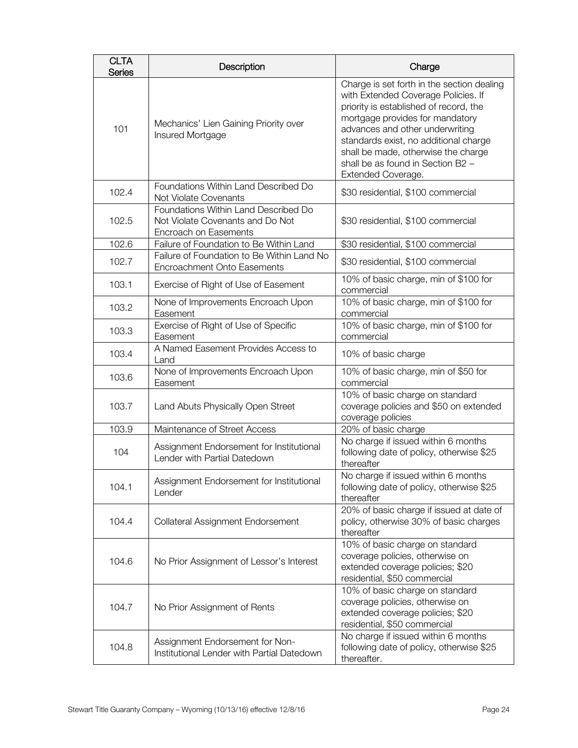| CLTA Series | Description | Charge |
|---|---|---|
| 101 | Mechanics' Lien Gaining Priority over Insured Mortgage | Charge is set forth in the section dealing with Extended Coverage Policies. If priority is established of record, the mortgage provides for mandatory advances and other underwriting standards exist, no additional charge shall be made, otherwise the charge shall be as found in Section B2 – Extended Coverage. |
| 102.4 | Foundations Within Land Described Do Not Violate Covenants | $30 residential, $100 commercial |
| 102.5 | Foundations Within Land Described Do Not Violate Covenants and Do Not Encroach on Easements | $30 residential, $100 commercial |
| 102.6 | Failure of Foundation to Be Within Land | $30 residential, $100 commercial |
| 102.7 | Failure of Foundation to Be Within Land No Encroachment Onto Easements | $30 residential, $100 commercial |
| 103.1 | Exercise of Right of Use of Easement | 10% of basic charge, min of $100 for commercial |
| 103.2 | None of Improvements Encroach Upon Easement | 10% of basic charge, min of $100 for commercial |
| 103.3 | Exercise of Right of Use of Specific Easement | 10% of basic charge, min of $100 for commercial |
| 103.4 | A Named Easement Provides Access to Land | 10% of basic charge |
| 103.6 | None of Improvements Encroach Upon Easement | 10% of basic charge, min of $50 for commercial |
| 103.7 | Land Abuts Physically Open Street | 10% of basic charge on standard coverage policies and $50 on extended coverage policies |
| 103.9 | Maintenance of Street Access | 20% of basic charge |
| 104 | Assignment Endorsement for Institutional Lender with Partial Datedown | No charge if issued within 6 months following date of policy, otherwise $25 thereafter |
| 104.1 | Assignment Endorsement for Institutional Lender | No charge if issued within 6 months following date of policy, otherwise $25 thereafter |
| 104.4 | Collateral Assignment Endorsement | 20% of basic charge if issued at date of policy, otherwise 30% of basic charges thereafter |
| 104.6 | No Prior Assignment of Lessor's Interest | 10% of basic charge on standard coverage policies, otherwise on extended coverage policies; $20 residential, $50 commercial |
| 104.7 | No Prior Assignment of Rents | 10% of basic charge on standard coverage policies, otherwise on extended coverage policies; $20 residential, $50 commercial |
| 104.8 | Assignment Endorsement for Non-Institutional Lender with Partial Datedown | No charge if issued within 6 months following date of policy, otherwise $25 thereafter. |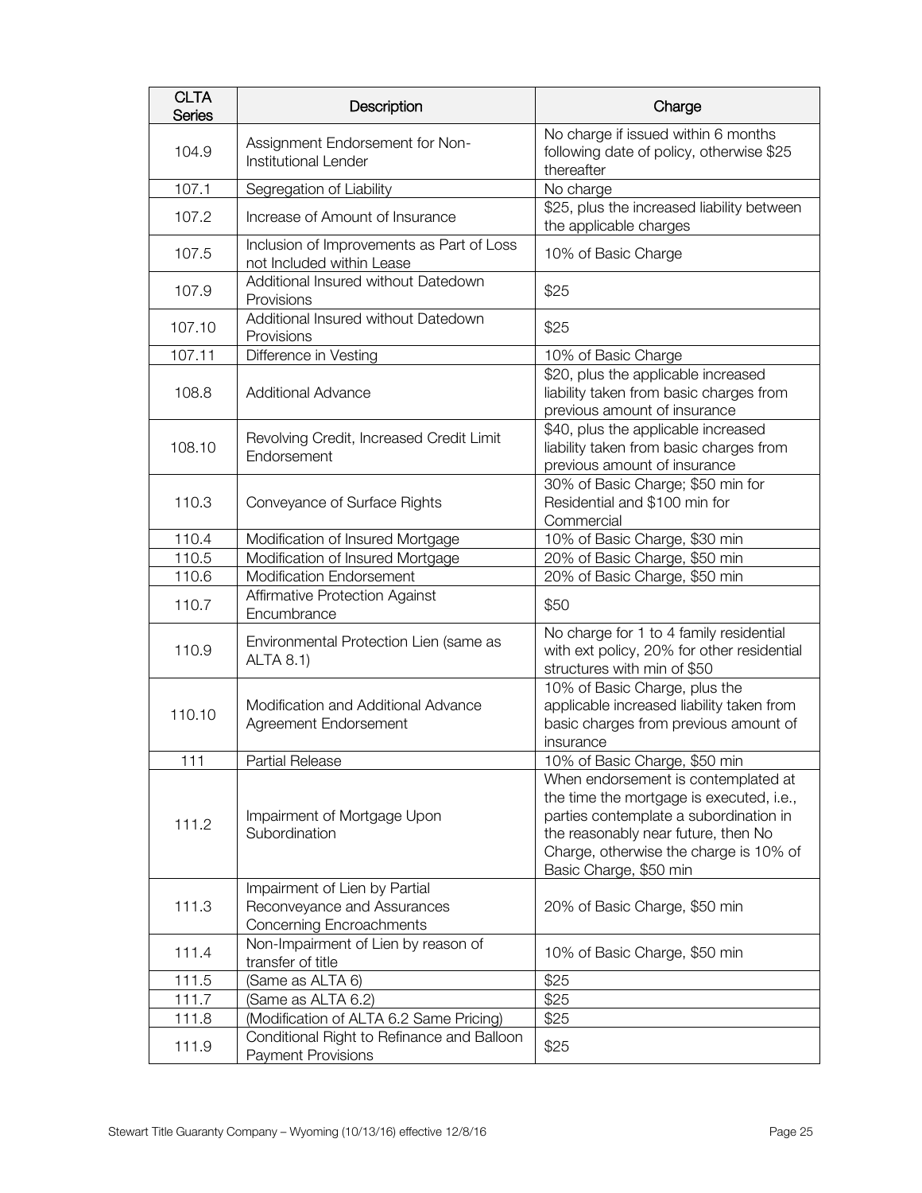| CLTA Series | Description | Charge |
|---|---|---|
| 104.9 | Assignment Endorsement for Non-Institutional Lender | No charge if issued within 6 months following date of policy, otherwise $25 thereafter |
| 107.1 | Segregation of Liability | No charge |
| 107.2 | Increase of Amount of Insurance | $25, plus the increased liability between the applicable charges |
| 107.5 | Inclusion of Improvements as Part of Loss not Included within Lease | 10% of Basic Charge |
| 107.9 | Additional Insured without Datedown Provisions | $25 |
| 107.10 | Additional Insured without Datedown Provisions | $25 |
| 107.11 | Difference in Vesting | 10% of Basic Charge |
| 108.8 | Additional Advance | $20, plus the applicable increased liability taken from basic charges from previous amount of insurance |
| 108.10 | Revolving Credit, Increased Credit Limit Endorsement | $40, plus the applicable increased liability taken from basic charges from previous amount of insurance |
| 110.3 | Conveyance of Surface Rights | 30% of Basic Charge; $50 min for Residential and $100 min for Commercial |
| 110.4 | Modification of Insured Mortgage | 10% of Basic Charge, $30 min |
| 110.5 | Modification of Insured Mortgage | 20% of Basic Charge, $50 min |
| 110.6 | Modification Endorsement | 20% of Basic Charge, $50 min |
| 110.7 | Affirmative Protection Against Encumbrance | $50 |
| 110.9 | Environmental Protection Lien (same as ALTA 8.1) | No charge for 1 to 4 family residential with ext policy, 20% for other residential structures with min of $50 |
| 110.10 | Modification and Additional Advance Agreement Endorsement | 10% of Basic Charge, plus the applicable increased liability taken from basic charges from previous amount of insurance |
| 111 | Partial Release | 10% of Basic Charge, $50 min |
| 111.2 | Impairment of Mortgage Upon Subordination | When endorsement is contemplated at the time the mortgage is executed, i.e., parties contemplate a subordination in the reasonably near future, then No Charge, otherwise the charge is 10% of Basic Charge, $50 min |
| 111.3 | Impairment of Lien by Partial Reconveyance and Assurances Concerning Encroachments | 20% of Basic Charge, $50 min |
| 111.4 | Non-Impairment of Lien by reason of transfer of title | 10% of Basic Charge, $50 min |
| 111.5 | (Same as ALTA 6) | $25 |
| 111.7 | (Same as ALTA 6.2) | $25 |
| 111.8 | (Modification of ALTA 6.2 Same Pricing) | $25 |
| 111.9 | Conditional Right to Refinance and Balloon Payment Provisions | $25 |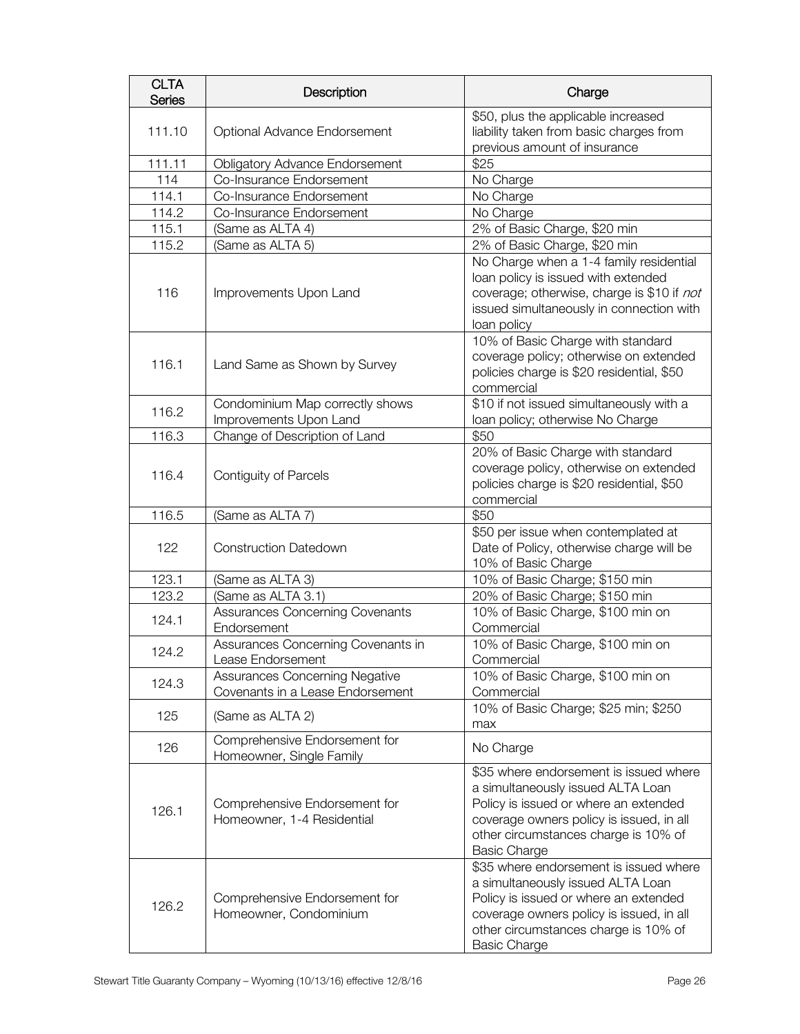| CLTA Series | Description | Charge |
|---|---|---|
| 111.10 | Optional Advance Endorsement | $50, plus the applicable increased liability taken from basic charges from previous amount of insurance |
| 111.11 | Obligatory Advance Endorsement | $25 |
| 114 | Co-Insurance Endorsement | No Charge |
| 114.1 | Co-Insurance Endorsement | No Charge |
| 114.2 | Co-Insurance Endorsement | No Charge |
| 115.1 | (Same as ALTA 4) | 2% of Basic Charge, $20 min |
| 115.2 | (Same as ALTA 5) | 2% of Basic Charge, $20 min |
| 116 | Improvements Upon Land | No Charge when a 1-4 family residential loan policy is issued with extended coverage; otherwise, charge is $10 if *not* issued simultaneously in connection with loan policy |
| 116.1 | Land Same as Shown by Survey | 10% of Basic Charge with standard coverage policy; otherwise on extended policies charge is $20 residential, $50 commercial |
| 116.2 | Condominium Map correctly shows Improvements Upon Land | $10 if not issued simultaneously with a loan policy; otherwise No Charge |
| 116.3 | Change of Description of Land | $50 |
| 116.4 | Contiguity of Parcels | 20% of Basic Charge with standard coverage policy, otherwise on extended policies charge is $20 residential, $50 commercial |
| 116.5 | (Same as ALTA 7) | $50 |
| 122 | Construction Datedown | $50 per issue when contemplated at Date of Policy, otherwise charge will be 10% of Basic Charge |
| 123.1 | (Same as ALTA 3) | 10% of Basic Charge; $150 min |
| 123.2 | (Same as ALTA 3.1) | 20% of Basic Charge; $150 min |
| 124.1 | Assurances Concerning Covenants Endorsement | 10% of Basic Charge, $100 min on Commercial |
| 124.2 | Assurances Concerning Covenants in Lease Endorsement | 10% of Basic Charge, $100 min on Commercial |
| 124.3 | Assurances Concerning Negative Covenants in a Lease Endorsement | 10% of Basic Charge, $100 min on Commercial |
| 125 | (Same as ALTA 2) | 10% of Basic Charge; $25 min; $250 max |
| 126 | Comprehensive Endorsement for Homeowner, Single Family | No Charge |
| 126.1 | Comprehensive Endorsement for Homeowner, 1-4 Residential | $35 where endorsement is issued where a simultaneously issued ALTA Loan Policy is issued or where an extended coverage owners policy is issued, in all other circumstances charge is 10% of Basic Charge |
| 126.2 | Comprehensive Endorsement for Homeowner, Condominium | $35 where endorsement is issued where a simultaneously issued ALTA Loan Policy is issued or where an extended coverage owners policy is issued, in all other circumstances charge is 10% of Basic Charge |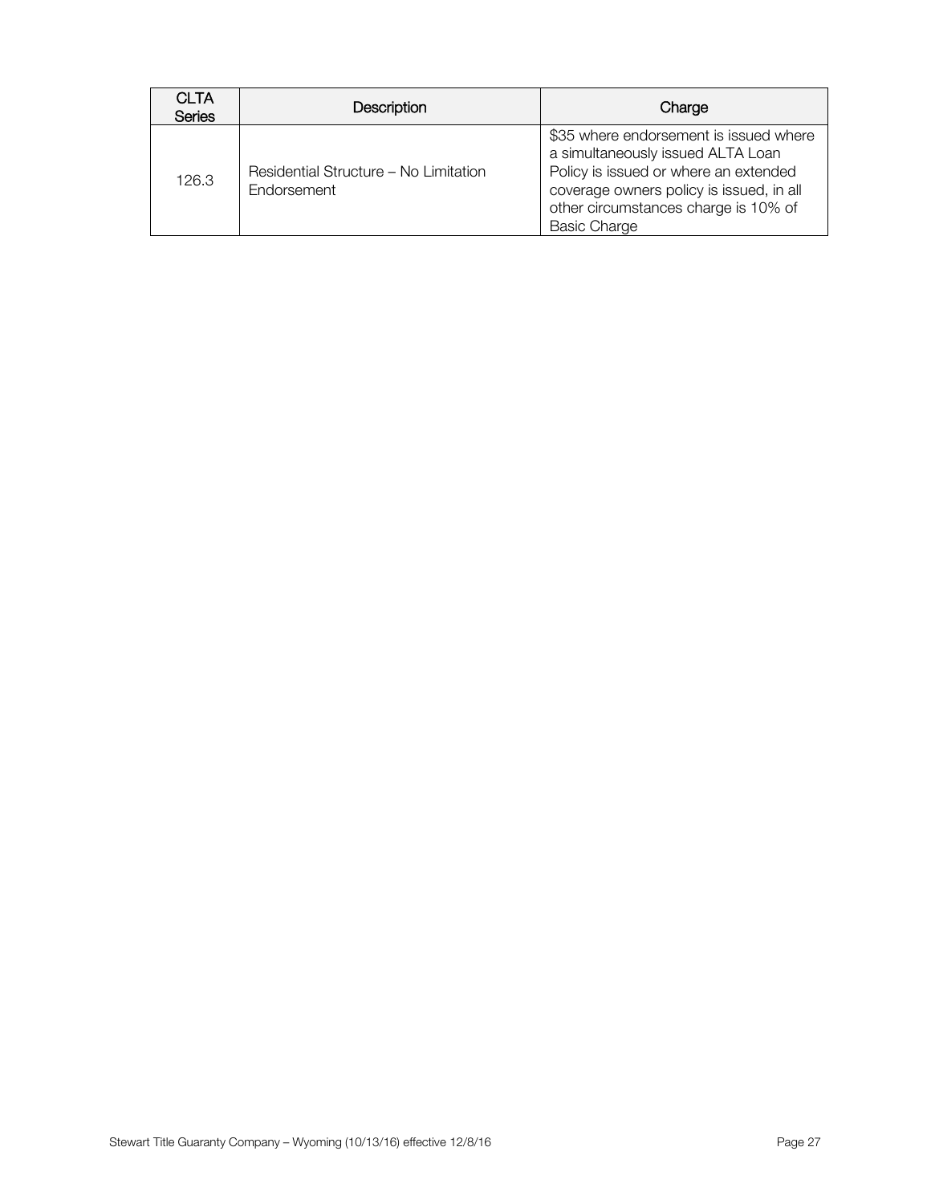| CLTA Series | Description | Charge |
|---|---|---|
| 126.3 | Residential Structure – No Limitation Endorsement | $35 where endorsement is issued where a simultaneously issued ALTA Loan Policy is issued or where an extended coverage owners policy is issued, in all other circumstances charge is 10% of Basic Charge |